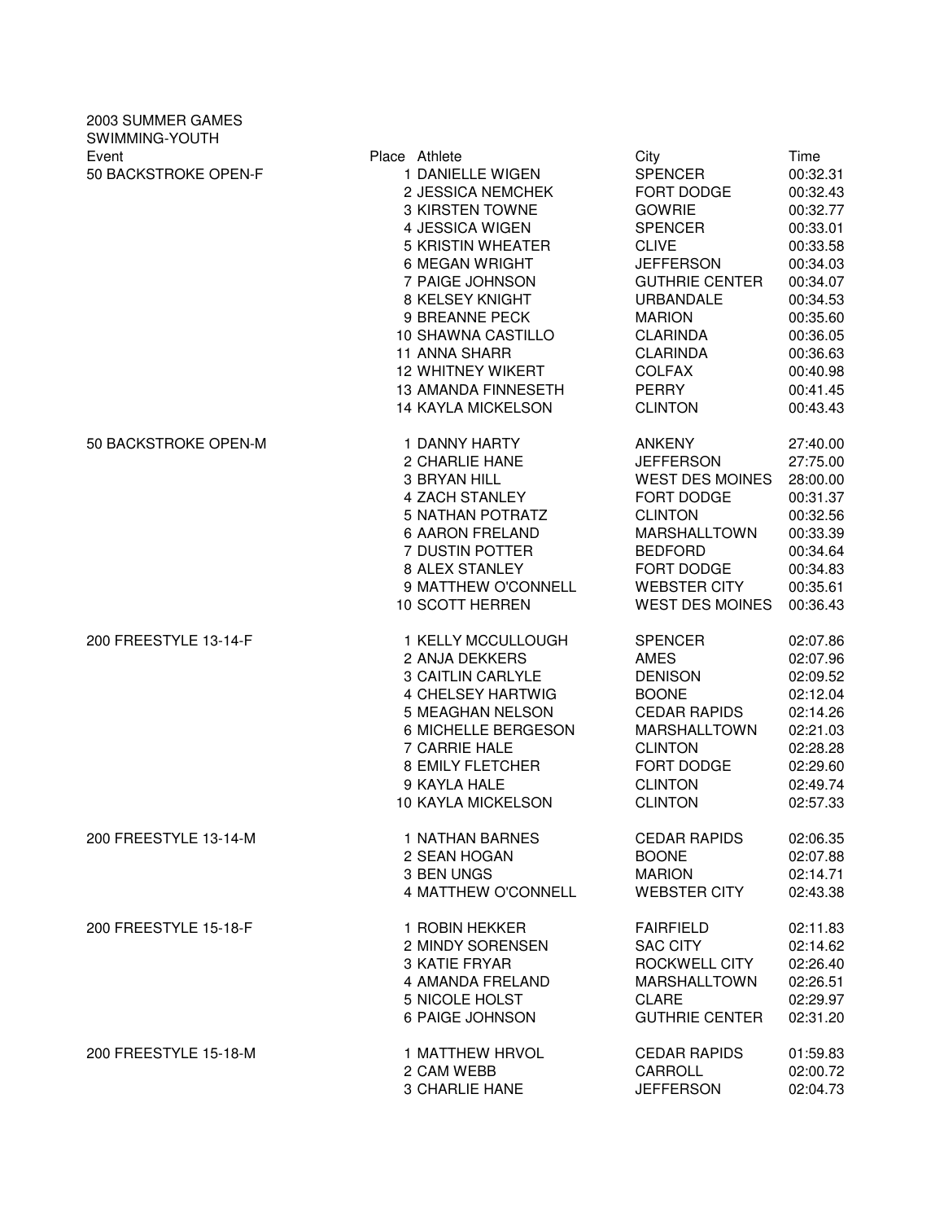2003 SUMMER GAMES

SWIMMING-YOUTH

| Event | Place | Athlete | City | Time |
|---|---|---|---|---|
| 50 BACKSTROKE OPEN-F | 1 | DANIELLE WIGEN | SPENCER | 00:32.31 |
| | 2 | JESSICA NEMCHEK | FORT DODGE | 00:32.43 |
| | 3 | KIRSTEN TOWNE | GOWRIE | 00:32.77 |
| | 4 | JESSICA WIGEN | SPENCER | 00:33.01 |
| | 5 | KRISTIN WHEATER | CLIVE | 00:33.58 |
| | 6 | MEGAN WRIGHT | JEFFERSON | 00:34.03 |
| | 7 | PAIGE JOHNSON | GUTHRIE CENTER | 00:34.07 |
| | 8 | KELSEY KNIGHT | URBANDALE | 00:34.53 |
| | 9 | BREANNE PECK | MARION | 00:35.60 |
| | 10 | SHAWNA CASTILLO | CLARINDA | 00:36.05 |
| | 11 | ANNA SHARR | CLARINDA | 00:36.63 |
| | 12 | WHITNEY WIKERT | COLFAX | 00:40.98 |
| | 13 | AMANDA FINNESETH | PERRY | 00:41.45 |
| | 14 | KAYLA MICKELSON | CLINTON | 00:43.43 |
| 50 BACKSTROKE OPEN-M | 1 | DANNY HARTY | ANKENY | 27:40.00 |
| | 2 | CHARLIE HANE | JEFFERSON | 27:75.00 |
| | 3 | BRYAN HILL | WEST DES MOINES | 28:00.00 |
| | 4 | ZACH STANLEY | FORT DODGE | 00:31.37 |
| | 5 | NATHAN POTRATZ | CLINTON | 00:32.56 |
| | 6 | AARON FRELAND | MARSHALLTOWN | 00:33.39 |
| | 7 | DUSTIN POTTER | BEDFORD | 00:34.64 |
| | 8 | ALEX STANLEY | FORT DODGE | 00:34.83 |
| | 9 | MATTHEW O'CONNELL | WEBSTER CITY | 00:35.61 |
| | 10 | SCOTT HERREN | WEST DES MOINES | 00:36.43 |
| 200 FREESTYLE 13-14-F | 1 | KELLY MCCULLOUGH | SPENCER | 02:07.86 |
| | 2 | ANJA DEKKERS | AMES | 02:07.96 |
| | 3 | CAITLIN CARLYLE | DENISON | 02:09.52 |
| | 4 | CHELSEY HARTWIG | BOONE | 02:12.04 |
| | 5 | MEAGHAN NELSON | CEDAR RAPIDS | 02:14.26 |
| | 6 | MICHELLE BERGESON | MARSHALLTOWN | 02:21.03 |
| | 7 | CARRIE HALE | CLINTON | 02:28.28 |
| | 8 | EMILY FLETCHER | FORT DODGE | 02:29.60 |
| | 9 | KAYLA HALE | CLINTON | 02:49.74 |
| | 10 | KAYLA MICKELSON | CLINTON | 02:57.33 |
| 200 FREESTYLE 13-14-M | 1 | NATHAN BARNES | CEDAR RAPIDS | 02:06.35 |
| | 2 | SEAN HOGAN | BOONE | 02:07.88 |
| | 3 | BEN UNGS | MARION | 02:14.71 |
| | 4 | MATTHEW O'CONNELL | WEBSTER CITY | 02:43.38 |
| 200 FREESTYLE 15-18-F | 1 | ROBIN HEKKER | FAIRFIELD | 02:11.83 |
| | 2 | MINDY SORENSEN | SAC CITY | 02:14.62 |
| | 3 | KATIE FRYAR | ROCKWELL CITY | 02:26.40 |
| | 4 | AMANDA FRELAND | MARSHALLTOWN | 02:26.51 |
| | 5 | NICOLE HOLST | CLARE | 02:29.97 |
| | 6 | PAIGE JOHNSON | GUTHRIE CENTER | 02:31.20 |
| 200 FREESTYLE 15-18-M | 1 | MATTHEW HRVOL | CEDAR RAPIDS | 01:59.83 |
| | 2 | CAM WEBB | CARROLL | 02:00.72 |
| | 3 | CHARLIE HANE | JEFFERSON | 02:04.73 |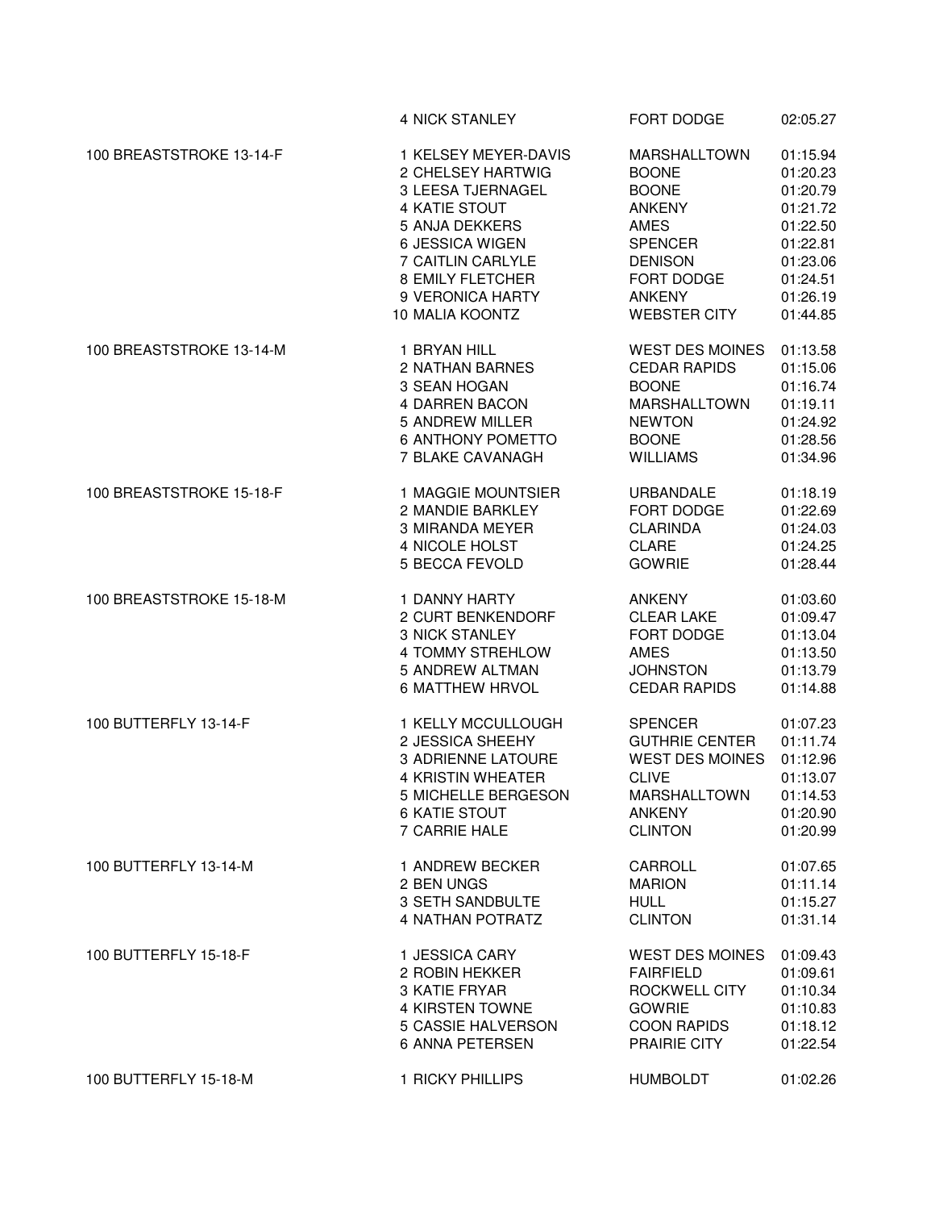| Event | Place | Name | Team | Time |
|---|---|---|---|---|
| | 4 | NICK STANLEY | FORT DODGE | 02:05.27 |
| 100 BREASTSTROKE 13-14-F | 1 | KELSEY MEYER-DAVIS | MARSHALLTOWN | 01:15.94 |
| | 2 | CHELSEY HARTWIG | BOONE | 01:20.23 |
| | 3 | LEESA TJERNAGEL | BOONE | 01:20.79 |
| | 4 | KATIE STOUT | ANKENY | 01:21.72 |
| | 5 | ANJA DEKKERS | AMES | 01:22.50 |
| | 6 | JESSICA WIGEN | SPENCER | 01:22.81 |
| | 7 | CAITLIN CARLYLE | DENISON | 01:23.06 |
| | 8 | EMILY FLETCHER | FORT DODGE | 01:24.51 |
| | 9 | VERONICA HARTY | ANKENY | 01:26.19 |
| | 10 | MALIA KOONTZ | WEBSTER CITY | 01:44.85 |
| 100 BREASTSTROKE 13-14-M | 1 | BRYAN HILL | WEST DES MOINES | 01:13.58 |
| | 2 | NATHAN BARNES | CEDAR RAPIDS | 01:15.06 |
| | 3 | SEAN HOGAN | BOONE | 01:16.74 |
| | 4 | DARREN BACON | MARSHALLTOWN | 01:19.11 |
| | 5 | ANDREW MILLER | NEWTON | 01:24.92 |
| | 6 | ANTHONY POMETTO | BOONE | 01:28.56 |
| | 7 | BLAKE CAVANAGH | WILLIAMS | 01:34.96 |
| 100 BREASTSTROKE 15-18-F | 1 | MAGGIE MOUNTSIER | URBANDALE | 01:18.19 |
| | 2 | MANDIE BARKLEY | FORT DODGE | 01:22.69 |
| | 3 | MIRANDA MEYER | CLARINDA | 01:24.03 |
| | 4 | NICOLE HOLST | CLARE | 01:24.25 |
| | 5 | BECCA FEVOLD | GOWRIE | 01:28.44 |
| 100 BREASTSTROKE 15-18-M | 1 | DANNY HARTY | ANKENY | 01:03.60 |
| | 2 | CURT BENKENDORF | CLEAR LAKE | 01:09.47 |
| | 3 | NICK STANLEY | FORT DODGE | 01:13.04 |
| | 4 | TOMMY STREHLOW | AMES | 01:13.50 |
| | 5 | ANDREW ALTMAN | JOHNSTON | 01:13.79 |
| | 6 | MATTHEW HRVOL | CEDAR RAPIDS | 01:14.88 |
| 100 BUTTERFLY 13-14-F | 1 | KELLY MCCULLOUGH | SPENCER | 01:07.23 |
| | 2 | JESSICA SHEEHY | GUTHRIE CENTER | 01:11.74 |
| | 3 | ADRIENNE LATOURE | WEST DES MOINES | 01:12.96 |
| | 4 | KRISTIN WHEATER | CLIVE | 01:13.07 |
| | 5 | MICHELLE BERGESON | MARSHALLTOWN | 01:14.53 |
| | 6 | KATIE STOUT | ANKENY | 01:20.90 |
| | 7 | CARRIE HALE | CLINTON | 01:20.99 |
| 100 BUTTERFLY 13-14-M | 1 | ANDREW BECKER | CARROLL | 01:07.65 |
| | 2 | BEN UNGS | MARION | 01:11.14 |
| | 3 | SETH SANDBULTE | HULL | 01:15.27 |
| | 4 | NATHAN POTRATZ | CLINTON | 01:31.14 |
| 100 BUTTERFLY 15-18-F | 1 | JESSICA CARY | WEST DES MOINES | 01:09.43 |
| | 2 | ROBIN HEKKER | FAIRFIELD | 01:09.61 |
| | 3 | KATIE FRYAR | ROCKWELL CITY | 01:10.34 |
| | 4 | KIRSTEN TOWNE | GOWRIE | 01:10.83 |
| | 5 | CASSIE HALVERSON | COON RAPIDS | 01:18.12 |
| | 6 | ANNA PETERSEN | PRAIRIE CITY | 01:22.54 |
| 100 BUTTERFLY 15-18-M | 1 | RICKY PHILLIPS | HUMBOLDT | 01:02.26 |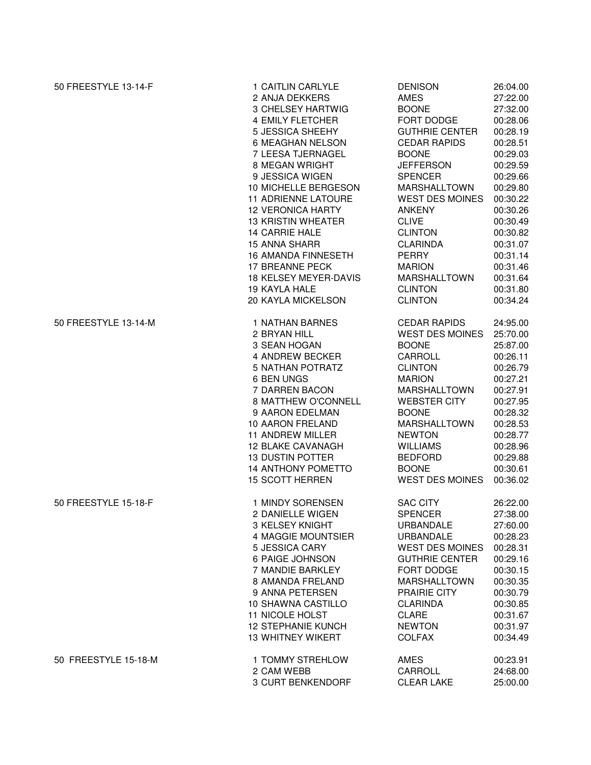| Event | Place | Name | Team | Time |
|---|---|---|---|---|
| 50 FREESTYLE 13-14-F | 1 | CAITLIN CARLYLE | DENISON | 26:04.00 |
| | 2 | ANJA DEKKERS | AMES | 27:22.00 |
| | 3 | CHELSEY HARTWIG | BOONE | 27:32.00 |
| | 4 | EMILY FLETCHER | FORT DODGE | 00:28.06 |
| | 5 | JESSICA SHEEHY | GUTHRIE CENTER | 00:28.19 |
| | 6 | MEAGHAN NELSON | CEDAR RAPIDS | 00:28.51 |
| | 7 | LEESA TJERNAGEL | BOONE | 00:29.03 |
| | 8 | MEGAN WRIGHT | JEFFERSON | 00:29.59 |
| | 9 | JESSICA WIGEN | SPENCER | 00:29.66 |
| | 10 | MICHELLE BERGESON | MARSHALLTOWN | 00:29.80 |
| | 11 | ADRIENNE LATOURE | WEST DES MOINES | 00:30.22 |
| | 12 | VERONICA HARTY | ANKENY | 00:30.26 |
| | 13 | KRISTIN WHEATER | CLIVE | 00:30.49 |
| | 14 | CARRIE HALE | CLINTON | 00:30.82 |
| | 15 | ANNA SHARR | CLARINDA | 00:31.07 |
| | 16 | AMANDA FINNESETH | PERRY | 00:31.14 |
| | 17 | BREANNE PECK | MARION | 00:31.46 |
| | 18 | KELSEY MEYER-DAVIS | MARSHALLTOWN | 00:31.64 |
| | 19 | KAYLA HALE | CLINTON | 00:31.80 |
| | 20 | KAYLA MICKELSON | CLINTON | 00:34.24 |
| 50 FREESTYLE 13-14-M | 1 | NATHAN BARNES | CEDAR RAPIDS | 24:95.00 |
| | 2 | BRYAN HILL | WEST DES MOINES | 25:70.00 |
| | 3 | SEAN HOGAN | BOONE | 25:87.00 |
| | 4 | ANDREW BECKER | CARROLL | 00:26.11 |
| | 5 | NATHAN POTRATZ | CLINTON | 00:26.79 |
| | 6 | BEN UNGS | MARION | 00:27.21 |
| | 7 | DARREN BACON | MARSHALLTOWN | 00:27.91 |
| | 8 | MATTHEW O'CONNELL | WEBSTER CITY | 00:27.95 |
| | 9 | AARON EDELMAN | BOONE | 00:28.32 |
| | 10 | AARON FRELAND | MARSHALLTOWN | 00:28.53 |
| | 11 | ANDREW MILLER | NEWTON | 00:28.77 |
| | 12 | BLAKE CAVANAGH | WILLIAMS | 00:28.96 |
| | 13 | DUSTIN POTTER | BEDFORD | 00:29.88 |
| | 14 | ANTHONY POMETTO | BOONE | 00:30.61 |
| | 15 | SCOTT HERREN | WEST DES MOINES | 00:36.02 |
| 50 FREESTYLE 15-18-F | 1 | MINDY SORENSEN | SAC CITY | 26:22.00 |
| | 2 | DANIELLE WIGEN | SPENCER | 27:38.00 |
| | 3 | KELSEY KNIGHT | URBANDALE | 27:60.00 |
| | 4 | MAGGIE MOUNTSIER | URBANDALE | 00:28.23 |
| | 5 | JESSICA CARY | WEST DES MOINES | 00:28.31 |
| | 6 | PAIGE JOHNSON | GUTHRIE CENTER | 00:29.16 |
| | 7 | MANDIE BARKLEY | FORT DODGE | 00:30.15 |
| | 8 | AMANDA FRELAND | MARSHALLTOWN | 00:30.35 |
| | 9 | ANNA PETERSEN | PRAIRIE CITY | 00:30.79 |
| | 10 | SHAWNA CASTILLO | CLARINDA | 00:30.85 |
| | 11 | NICOLE HOLST | CLARE | 00:31.67 |
| | 12 | STEPHANIE KUNCH | NEWTON | 00:31.97 |
| | 13 | WHITNEY WIKERT | COLFAX | 00:34.49 |
| 50 FREESTYLE 15-18-M | 1 | TOMMY STREHLOW | AMES | 00:23.91 |
| | 2 | CAM WEBB | CARROLL | 24:68.00 |
| | 3 | CURT BENKENDORF | CLEAR LAKE | 25:00.00 |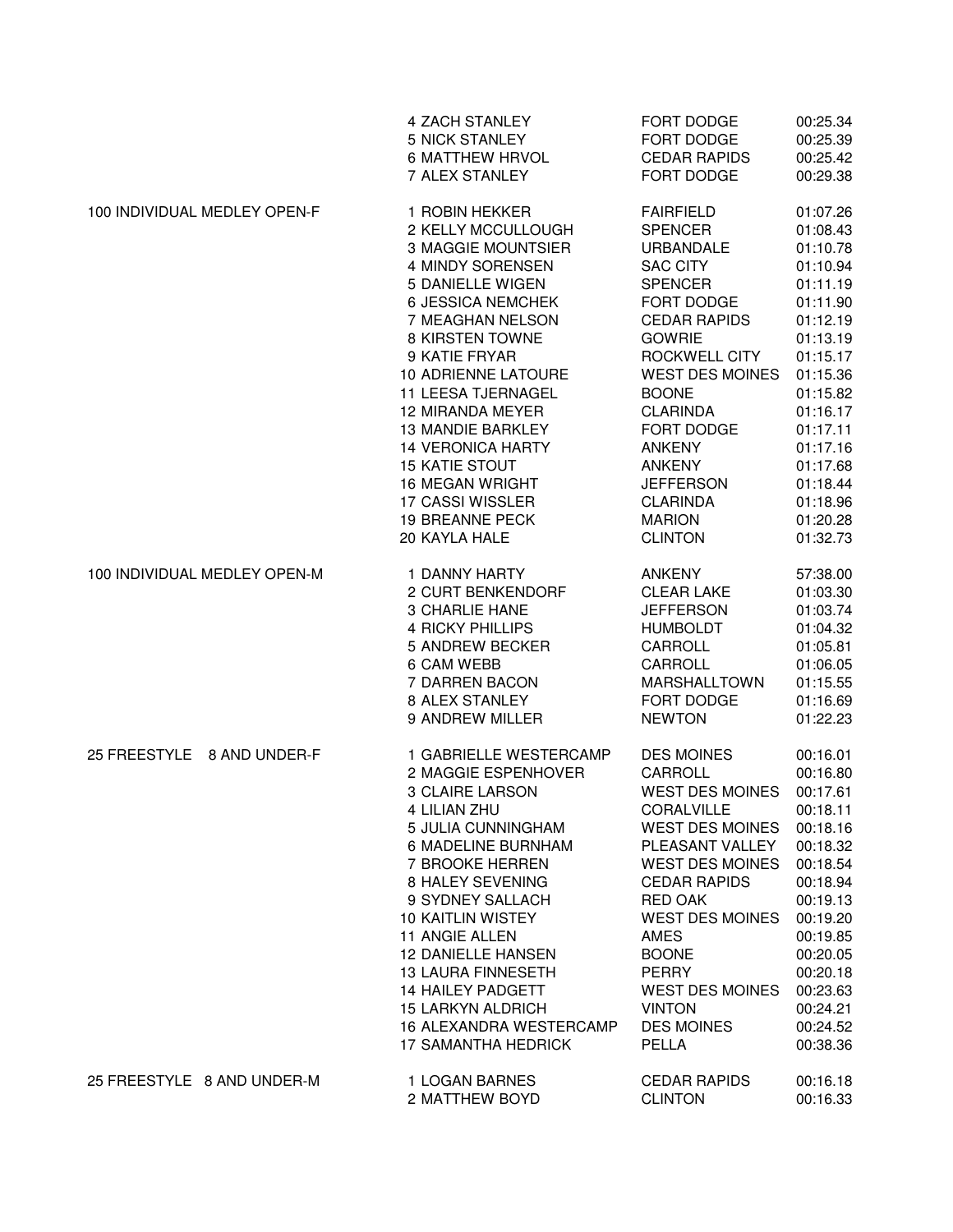| Event | Place | Name | Team | Time |
|---|---|---|---|---|
| | 4 | ZACH STANLEY | FORT DODGE | 00:25.34 |
| | 5 | NICK STANLEY | FORT DODGE | 00:25.39 |
| | 6 | MATTHEW HRVOL | CEDAR RAPIDS | 00:25.42 |
| | 7 | ALEX STANLEY | FORT DODGE | 00:29.38 |
| 100 INDIVIDUAL MEDLEY OPEN-F | 1 | ROBIN HEKKER | FAIRFIELD | 01:07.26 |
| | 2 | KELLY MCCULLOUGH | SPENCER | 01:08.43 |
| | 3 | MAGGIE MOUNTSIER | URBANDALE | 01:10.78 |
| | 4 | MINDY SORENSEN | SAC CITY | 01:10.94 |
| | 5 | DANIELLE WIGEN | SPENCER | 01:11.19 |
| | 6 | JESSICA NEMCHEK | FORT DODGE | 01:11.90 |
| | 7 | MEAGHAN NELSON | CEDAR RAPIDS | 01:12.19 |
| | 8 | KIRSTEN TOWNE | GOWRIE | 01:13.19 |
| | 9 | KATIE FRYAR | ROCKWELL CITY | 01:15.17 |
| | 10 | ADRIENNE LATOURE | WEST DES MOINES | 01:15.36 |
| | 11 | LEESA TJERNAGEL | BOONE | 01:15.82 |
| | 12 | MIRANDA MEYER | CLARINDA | 01:16.17 |
| | 13 | MANDIE BARKLEY | FORT DODGE | 01:17.11 |
| | 14 | VERONICA HARTY | ANKENY | 01:17.16 |
| | 15 | KATIE STOUT | ANKENY | 01:17.68 |
| | 16 | MEGAN WRIGHT | JEFFERSON | 01:18.44 |
| | 17 | CASSI WISSLER | CLARINDA | 01:18.96 |
| | 19 | BREANNE PECK | MARION | 01:20.28 |
| | 20 | KAYLA HALE | CLINTON | 01:32.73 |
| 100 INDIVIDUAL MEDLEY OPEN-M | 1 | DANNY HARTY | ANKENY | 57:38.00 |
| | 2 | CURT BENKENDORF | CLEAR LAKE | 01:03.30 |
| | 3 | CHARLIE HANE | JEFFERSON | 01:03.74 |
| | 4 | RICKY PHILLIPS | HUMBOLDT | 01:04.32 |
| | 5 | ANDREW BECKER | CARROLL | 01:05.81 |
| | 6 | CAM WEBB | CARROLL | 01:06.05 |
| | 7 | DARREN BACON | MARSHALLTOWN | 01:15.55 |
| | 8 | ALEX STANLEY | FORT DODGE | 01:16.69 |
| | 9 | ANDREW MILLER | NEWTON | 01:22.23 |
| 25 FREESTYLE 8 AND UNDER-F | 1 | GABRIELLE WESTERCAMP | DES MOINES | 00:16.01 |
| | 2 | MAGGIE ESPENHOVER | CARROLL | 00:16.80 |
| | 3 | CLAIRE LARSON | WEST DES MOINES | 00:17.61 |
| | 4 | LILIAN ZHU | CORALVILLE | 00:18.11 |
| | 5 | JULIA CUNNINGHAM | WEST DES MOINES | 00:18.16 |
| | 6 | MADELINE BURNHAM | PLEASANT VALLEY | 00:18.32 |
| | 7 | BROOKE HERREN | WEST DES MOINES | 00:18.54 |
| | 8 | HALEY SEVENING | CEDAR RAPIDS | 00:18.94 |
| | 9 | SYDNEY SALLACH | RED OAK | 00:19.13 |
| | 10 | KAITLIN WISTEY | WEST DES MOINES | 00:19.20 |
| | 11 | ANGIE ALLEN | AMES | 00:19.85 |
| | 12 | DANIELLE HANSEN | BOONE | 00:20.05 |
| | 13 | LAURA FINNESETH | PERRY | 00:20.18 |
| | 14 | HAILEY PADGETT | WEST DES MOINES | 00:23.63 |
| | 15 | LARKYN ALDRICH | VINTON | 00:24.21 |
| | 16 | ALEXANDRA WESTERCAMP | DES MOINES | 00:24.52 |
| | 17 | SAMANTHA HEDRICK | PELLA | 00:38.36 |
| 25 FREESTYLE 8 AND UNDER-M | 1 | LOGAN BARNES | CEDAR RAPIDS | 00:16.18 |
| | 2 | MATTHEW BOYD | CLINTON | 00:16.33 |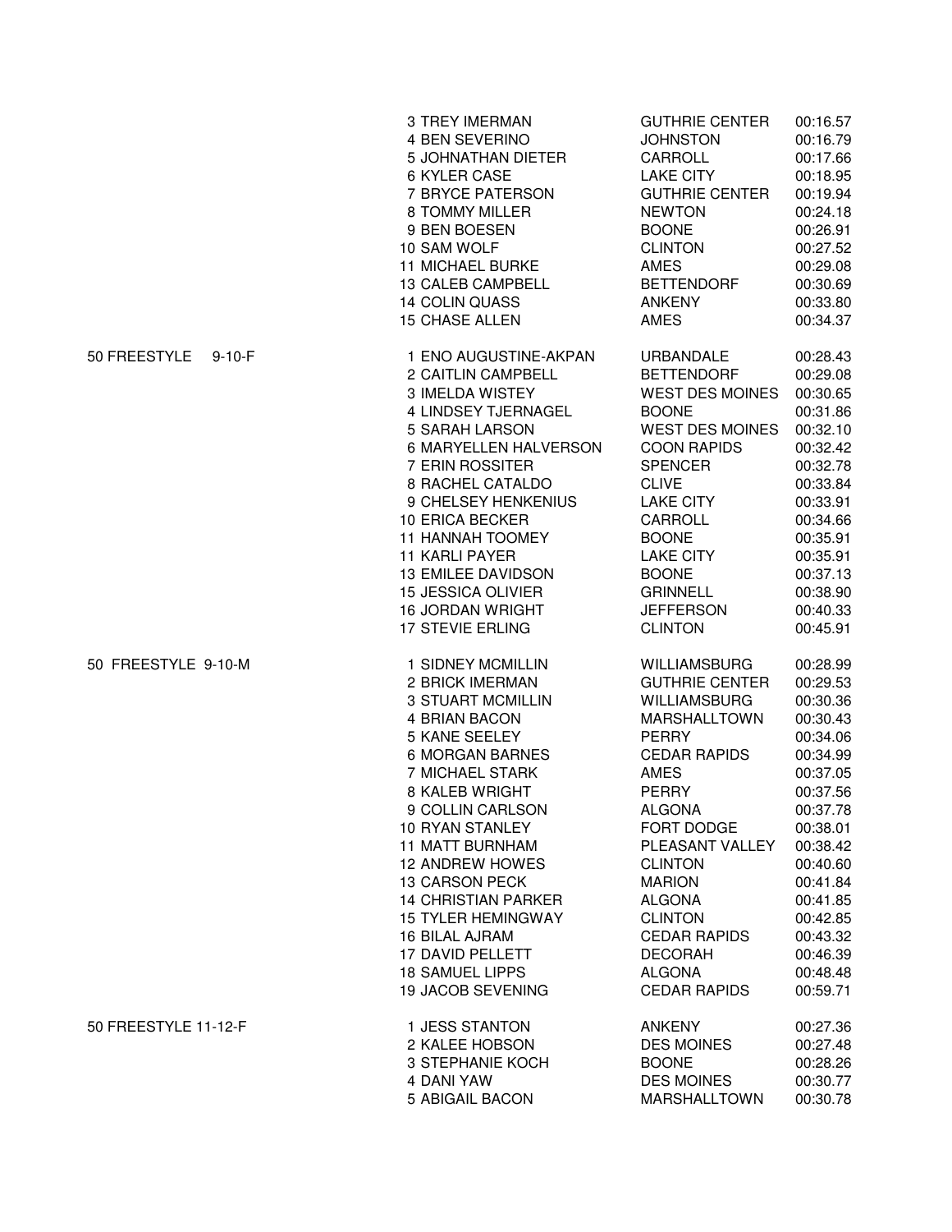| Event | Place | Name | Team | Time |
|---|---|---|---|---|
| | 3 | TREY IMERMAN | GUTHRIE CENTER | 00:16.57 |
| | 4 | BEN SEVERINO | JOHNSTON | 00:16.79 |
| | 5 | JOHNATHAN DIETER | CARROLL | 00:17.66 |
| | 6 | KYLER CASE | LAKE CITY | 00:18.95 |
| | 7 | BRYCE PATERSON | GUTHRIE CENTER | 00:19.94 |
| | 8 | TOMMY MILLER | NEWTON | 00:24.18 |
| | 9 | BEN BOESEN | BOONE | 00:26.91 |
| | 10 | SAM WOLF | CLINTON | 00:27.52 |
| | 11 | MICHAEL BURKE | AMES | 00:29.08 |
| | 13 | CALEB CAMPBELL | BETTENDORF | 00:30.69 |
| | 14 | COLIN QUASS | ANKENY | 00:33.80 |
| | 15 | CHASE ALLEN | AMES | 00:34.37 |
| 50 FREESTYLE 9-10-F | 1 | ENO AUGUSTINE-AKPAN | URBANDALE | 00:28.43 |
| | 2 | CAITLIN CAMPBELL | BETTENDORF | 00:29.08 |
| | 3 | IMELDA WISTEY | WEST DES MOINES | 00:30.65 |
| | 4 | LINDSEY TJERNAGEL | BOONE | 00:31.86 |
| | 5 | SARAH LARSON | WEST DES MOINES | 00:32.10 |
| | 6 | MARYELLEN HALVERSON | COON RAPIDS | 00:32.42 |
| | 7 | ERIN ROSSITER | SPENCER | 00:32.78 |
| | 8 | RACHEL CATALDO | CLIVE | 00:33.84 |
| | 9 | CHELSEY HENKENIUS | LAKE CITY | 00:33.91 |
| | 10 | ERICA BECKER | CARROLL | 00:34.66 |
| | 11 | HANNAH TOOMEY | BOONE | 00:35.91 |
| | 11 | KARLI PAYER | LAKE CITY | 00:35.91 |
| | 13 | EMILEE DAVIDSON | BOONE | 00:37.13 |
| | 15 | JESSICA OLIVIER | GRINNELL | 00:38.90 |
| | 16 | JORDAN WRIGHT | JEFFERSON | 00:40.33 |
| | 17 | STEVIE ERLING | CLINTON | 00:45.91 |
| 50 FREESTYLE 9-10-M | 1 | SIDNEY MCMILLIN | WILLIAMSBURG | 00:28.99 |
| | 2 | BRICK IMERMAN | GUTHRIE CENTER | 00:29.53 |
| | 3 | STUART MCMILLIN | WILLIAMSBURG | 00:30.36 |
| | 4 | BRIAN BACON | MARSHALLTOWN | 00:30.43 |
| | 5 | KANE SEELEY | PERRY | 00:34.06 |
| | 6 | MORGAN BARNES | CEDAR RAPIDS | 00:34.99 |
| | 7 | MICHAEL STARK | AMES | 00:37.05 |
| | 8 | KALEB WRIGHT | PERRY | 00:37.56 |
| | 9 | COLLIN CARLSON | ALGONA | 00:37.78 |
| | 10 | RYAN STANLEY | FORT DODGE | 00:38.01 |
| | 11 | MATT BURNHAM | PLEASANT VALLEY | 00:38.42 |
| | 12 | ANDREW HOWES | CLINTON | 00:40.60 |
| | 13 | CARSON PECK | MARION | 00:41.84 |
| | 14 | CHRISTIAN PARKER | ALGONA | 00:41.85 |
| | 15 | TYLER HEMINGWAY | CLINTON | 00:42.85 |
| | 16 | BILAL AJRAM | CEDAR RAPIDS | 00:43.32 |
| | 17 | DAVID PELLETT | DECORAH | 00:46.39 |
| | 18 | SAMUEL LIPPS | ALGONA | 00:48.48 |
| | 19 | JACOB SEVENING | CEDAR RAPIDS | 00:59.71 |
| 50 FREESTYLE 11-12-F | 1 | JESS STANTON | ANKENY | 00:27.36 |
| | 2 | KALEE HOBSON | DES MOINES | 00:27.48 |
| | 3 | STEPHANIE KOCH | BOONE | 00:28.26 |
| | 4 | DANI YAW | DES MOINES | 00:30.77 |
| | 5 | ABIGAIL BACON | MARSHALLTOWN | 00:30.78 |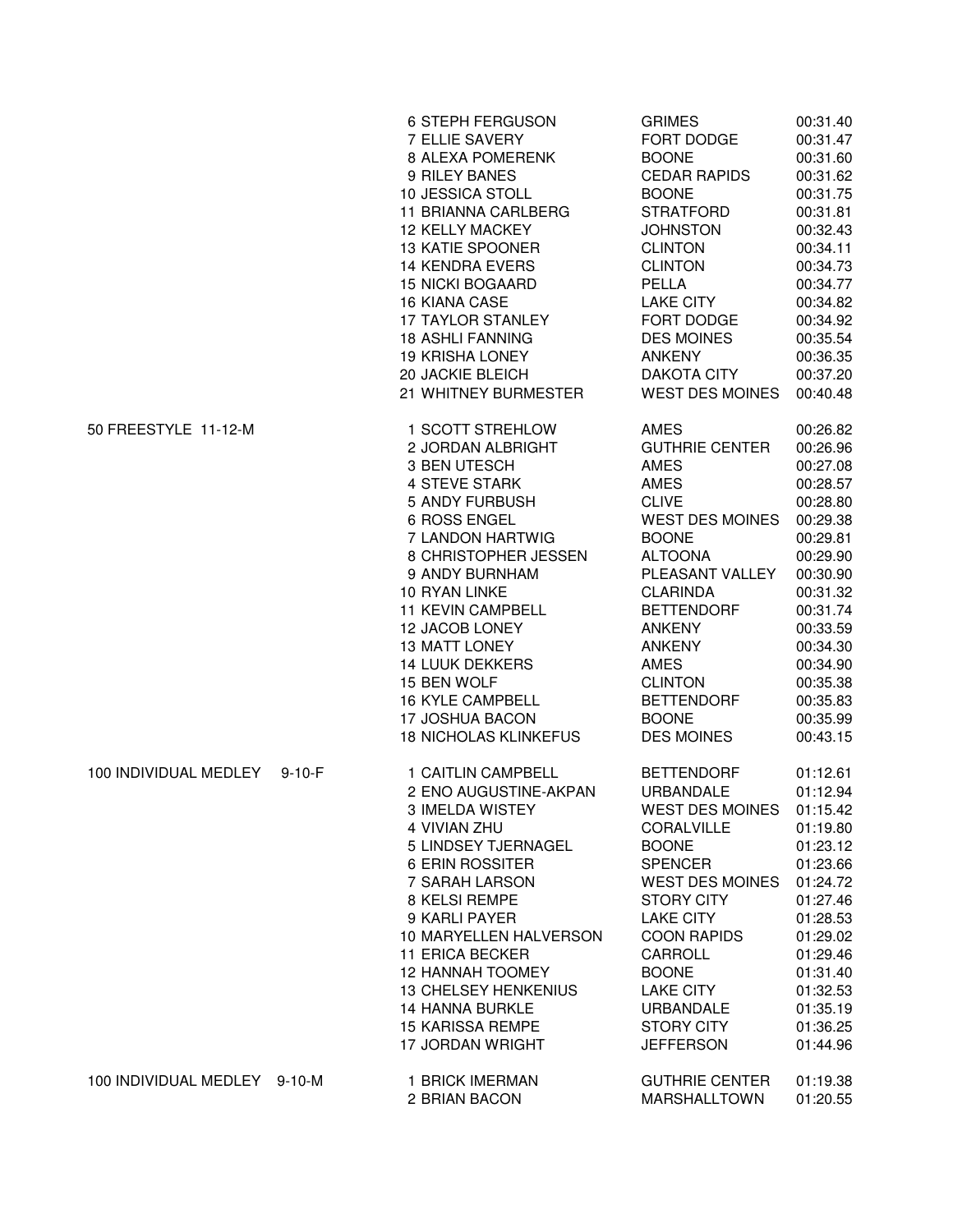| Event | Place | Name | City | Time |
|---|---|---|---|---|
| | 6 | STEPH FERGUSON | GRIMES | 00:31.40 |
| | 7 | ELLIE SAVERY | FORT DODGE | 00:31.47 |
| | 8 | ALEXA POMERENK | BOONE | 00:31.60 |
| | 9 | RILEY BANES | CEDAR RAPIDS | 00:31.62 |
| | 10 | JESSICA STOLL | BOONE | 00:31.75 |
| | 11 | BRIANNA CARLBERG | STRATFORD | 00:31.81 |
| | 12 | KELLY MACKEY | JOHNSTON | 00:32.43 |
| | 13 | KATIE SPOONER | CLINTON | 00:34.11 |
| | 14 | KENDRA EVERS | CLINTON | 00:34.73 |
| | 15 | NICKI BOGAARD | PELLA | 00:34.77 |
| | 16 | KIANA CASE | LAKE CITY | 00:34.82 |
| | 17 | TAYLOR STANLEY | FORT DODGE | 00:34.92 |
| | 18 | ASHLI FANNING | DES MOINES | 00:35.54 |
| | 19 | KRISHA LONEY | ANKENY | 00:36.35 |
| | 20 | JACKIE BLEICH | DAKOTA CITY | 00:37.20 |
| | 21 | WHITNEY BURMESTER | WEST DES MOINES | 00:40.48 |
| 50 FREESTYLE 11-12-M | 1 | SCOTT STREHLOW | AMES | 00:26.82 |
| | 2 | JORDAN ALBRIGHT | GUTHRIE CENTER | 00:26.96 |
| | 3 | BEN UTESCH | AMES | 00:27.08 |
| | 4 | STEVE STARK | AMES | 00:28.57 |
| | 5 | ANDY FURBUSH | CLIVE | 00:28.80 |
| | 6 | ROSS ENGEL | WEST DES MOINES | 00:29.38 |
| | 7 | LANDON HARTWIG | BOONE | 00:29.81 |
| | 8 | CHRISTOPHER JESSEN | ALTOONA | 00:29.90 |
| | 9 | ANDY BURNHAM | PLEASANT VALLEY | 00:30.90 |
| | 10 | RYAN LINKE | CLARINDA | 00:31.32 |
| | 11 | KEVIN CAMPBELL | BETTENDORF | 00:31.74 |
| | 12 | JACOB LONEY | ANKENY | 00:33.59 |
| | 13 | MATT LONEY | ANKENY | 00:34.30 |
| | 14 | LUUK DEKKERS | AMES | 00:34.90 |
| | 15 | BEN WOLF | CLINTON | 00:35.38 |
| | 16 | KYLE CAMPBELL | BETTENDORF | 00:35.83 |
| | 17 | JOSHUA BACON | BOONE | 00:35.99 |
| | 18 | NICHOLAS KLINKEFUS | DES MOINES | 00:43.15 |
| 100 INDIVIDUAL MEDLEY 9-10-F | 1 | CAITLIN CAMPBELL | BETTENDORF | 01:12.61 |
| | 2 | ENO AUGUSTINE-AKPAN | URBANDALE | 01:12.94 |
| | 3 | IMELDA WISTEY | WEST DES MOINES | 01:15.42 |
| | 4 | VIVIAN ZHU | CORALVILLE | 01:19.80 |
| | 5 | LINDSEY TJERNAGEL | BOONE | 01:23.12 |
| | 6 | ERIN ROSSITER | SPENCER | 01:23.66 |
| | 7 | SARAH LARSON | WEST DES MOINES | 01:24.72 |
| | 8 | KELSI REMPE | STORY CITY | 01:27.46 |
| | 9 | KARLI PAYER | LAKE CITY | 01:28.53 |
| | 10 | MARYELLEN HALVERSON | COON RAPIDS | 01:29.02 |
| | 11 | ERICA BECKER | CARROLL | 01:29.46 |
| | 12 | HANNAH TOOMEY | BOONE | 01:31.40 |
| | 13 | CHELSEY HENKENIUS | LAKE CITY | 01:32.53 |
| | 14 | HANNA BURKLE | URBANDALE | 01:35.19 |
| | 15 | KARISSA REMPE | STORY CITY | 01:36.25 |
| | 17 | JORDAN WRIGHT | JEFFERSON | 01:44.96 |
| 100 INDIVIDUAL MEDLEY 9-10-M | 1 | BRICK IMERMAN | GUTHRIE CENTER | 01:19.38 |
| | 2 | BRIAN BACON | MARSHALLTOWN | 01:20.55 |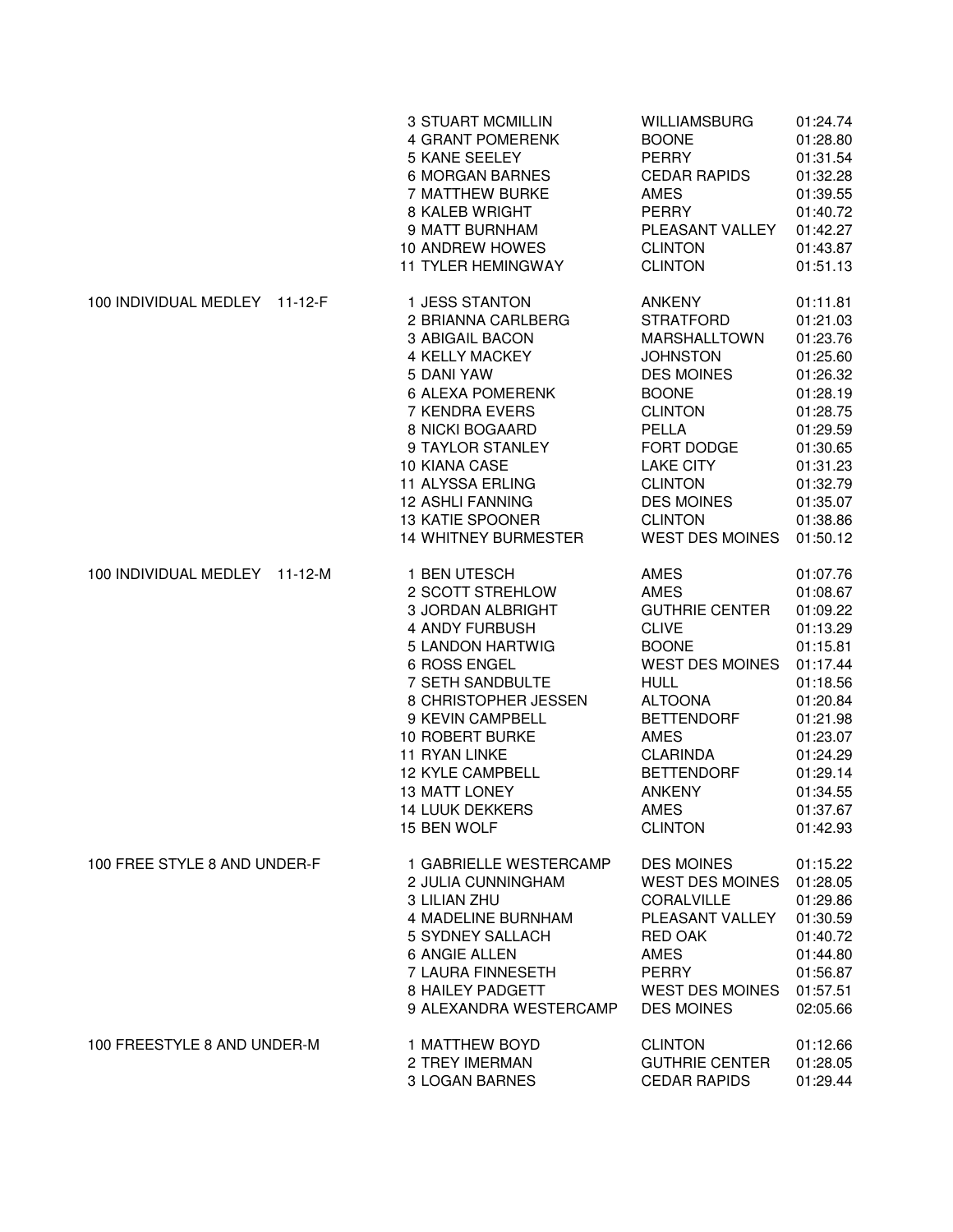| Event | Place Name | Team | Time |
|---|---|---|---|
| | 3 STUART MCMILLIN | WILLIAMSBURG | 01:24.74 |
| | 4 GRANT POMERENK | BOONE | 01:28.80 |
| | 5 KANE SEELEY | PERRY | 01:31.54 |
| | 6 MORGAN BARNES | CEDAR RAPIDS | 01:32.28 |
| | 7 MATTHEW BURKE | AMES | 01:39.55 |
| | 8 KALEB WRIGHT | PERRY | 01:40.72 |
| | 9 MATT BURNHAM | PLEASANT VALLEY | 01:42.27 |
| | 10 ANDREW HOWES | CLINTON | 01:43.87 |
| | 11 TYLER HEMINGWAY | CLINTON | 01:51.13 |
| 100 INDIVIDUAL MEDLEY 11-12-F | 1 JESS STANTON | ANKENY | 01:11.81 |
| | 2 BRIANNA CARLBERG | STRATFORD | 01:21.03 |
| | 3 ABIGAIL BACON | MARSHALLTOWN | 01:23.76 |
| | 4 KELLY MACKEY | JOHNSTON | 01:25.60 |
| | 5 DANI YAW | DES MOINES | 01:26.32 |
| | 6 ALEXA POMERENK | BOONE | 01:28.19 |
| | 7 KENDRA EVERS | CLINTON | 01:28.75 |
| | 8 NICKI BOGAARD | PELLA | 01:29.59 |
| | 9 TAYLOR STANLEY | FORT DODGE | 01:30.65 |
| | 10 KIANA CASE | LAKE CITY | 01:31.23 |
| | 11 ALYSSA ERLING | CLINTON | 01:32.79 |
| | 12 ASHLI FANNING | DES MOINES | 01:35.07 |
| | 13 KATIE SPOONER | CLINTON | 01:38.86 |
| | 14 WHITNEY BURMESTER | WEST DES MOINES | 01:50.12 |
| 100 INDIVIDUAL MEDLEY 11-12-M | 1 BEN UTESCH | AMES | 01:07.76 |
| | 2 SCOTT STREHLOW | AMES | 01:08.67 |
| | 3 JORDAN ALBRIGHT | GUTHRIE CENTER | 01:09.22 |
| | 4 ANDY FURBUSH | CLIVE | 01:13.29 |
| | 5 LANDON HARTWIG | BOONE | 01:15.81 |
| | 6 ROSS ENGEL | WEST DES MOINES | 01:17.44 |
| | 7 SETH SANDBULTE | HULL | 01:18.56 |
| | 8 CHRISTOPHER JESSEN | ALTOONA | 01:20.84 |
| | 9 KEVIN CAMPBELL | BETTENDORF | 01:21.98 |
| | 10 ROBERT BURKE | AMES | 01:23.07 |
| | 11 RYAN LINKE | CLARINDA | 01:24.29 |
| | 12 KYLE CAMPBELL | BETTENDORF | 01:29.14 |
| | 13 MATT LONEY | ANKENY | 01:34.55 |
| | 14 LUUK DEKKERS | AMES | 01:37.67 |
| | 15 BEN WOLF | CLINTON | 01:42.93 |
| 100 FREE STYLE 8 AND UNDER-F | 1 GABRIELLE WESTERCAMP | DES MOINES | 01:15.22 |
| | 2 JULIA CUNNINGHAM | WEST DES MOINES | 01:28.05 |
| | 3 LILIAN ZHU | CORALVILLE | 01:29.86 |
| | 4 MADELINE BURNHAM | PLEASANT VALLEY | 01:30.59 |
| | 5 SYDNEY SALLACH | RED OAK | 01:40.72 |
| | 6 ANGIE ALLEN | AMES | 01:44.80 |
| | 7 LAURA FINNESETH | PERRY | 01:56.87 |
| | 8 HAILEY PADGETT | WEST DES MOINES | 01:57.51 |
| | 9 ALEXANDRA WESTERCAMP | DES MOINES | 02:05.66 |
| 100 FREESTYLE 8 AND UNDER-M | 1 MATTHEW BOYD | CLINTON | 01:12.66 |
| | 2 TREY IMERMAN | GUTHRIE CENTER | 01:28.05 |
| | 3 LOGAN BARNES | CEDAR RAPIDS | 01:29.44 |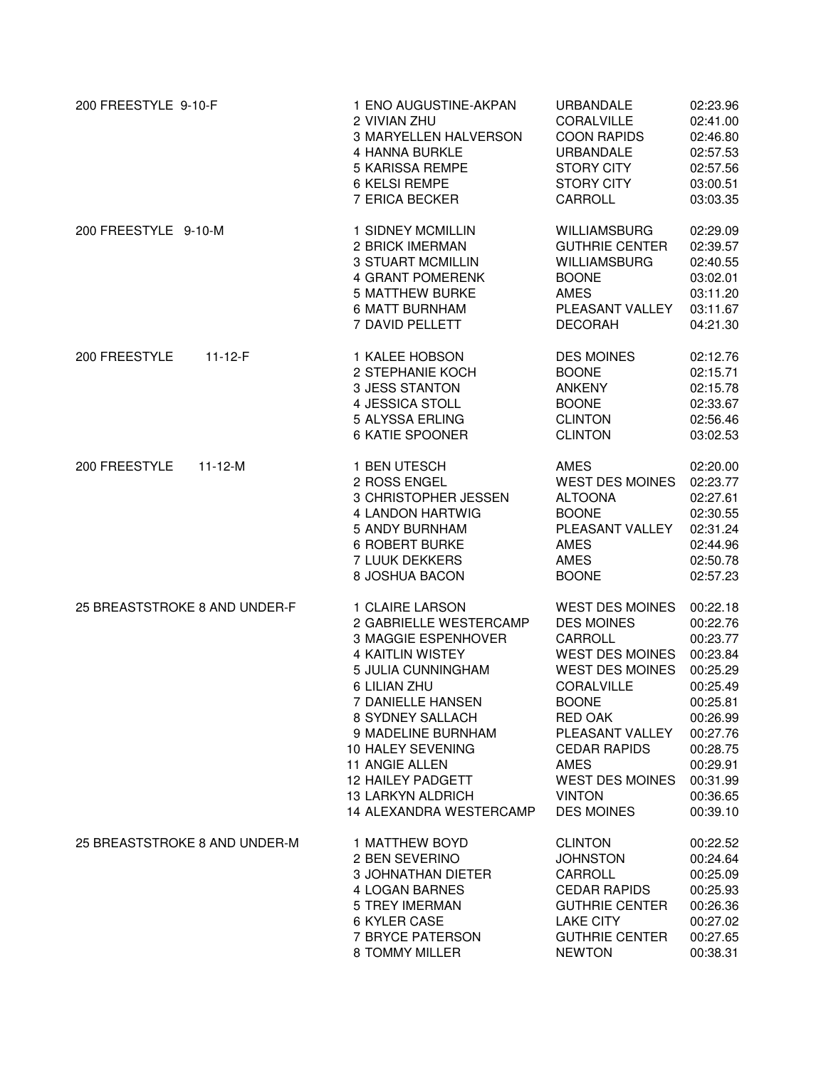| Event | Place | Name | Team | Time |
|---|---|---|---|---|
| 200 FREESTYLE 9-10-F | 1 | ENO AUGUSTINE-AKPAN | URBANDALE | 02:23.96 |
| | 2 | VIVIAN ZHU | CORALVILLE | 02:41.00 |
| | 3 | MARYELLEN HALVERSON | COON RAPIDS | 02:46.80 |
| | 4 | HANNA BURKLE | URBANDALE | 02:57.53 |
| | 5 | KARISSA REMPE | STORY CITY | 02:57.56 |
| | 6 | KELSI REMPE | STORY CITY | 03:00.51 |
| | 7 | ERICA BECKER | CARROLL | 03:03.35 |
| 200 FREESTYLE 9-10-M | 1 | SIDNEY MCMILLIN | WILLIAMSBURG | 02:29.09 |
| | 2 | BRICK IMERMAN | GUTHRIE CENTER | 02:39.57 |
| | 3 | STUART MCMILLIN | WILLIAMSBURG | 02:40.55 |
| | 4 | GRANT POMERENK | BOONE | 03:02.01 |
| | 5 | MATTHEW BURKE | AMES | 03:11.20 |
| | 6 | MATT BURNHAM | PLEASANT VALLEY | 03:11.67 |
| | 7 | DAVID PELLETT | DECORAH | 04:21.30 |
| 200 FREESTYLE 11-12-F | 1 | KALEE HOBSON | DES MOINES | 02:12.76 |
| | 2 | STEPHANIE KOCH | BOONE | 02:15.71 |
| | 3 | JESS STANTON | ANKENY | 02:15.78 |
| | 4 | JESSICA STOLL | BOONE | 02:33.67 |
| | 5 | ALYSSA ERLING | CLINTON | 02:56.46 |
| | 6 | KATIE SPOONER | CLINTON | 03:02.53 |
| 200 FREESTYLE 11-12-M | 1 | BEN UTESCH | AMES | 02:20.00 |
| | 2 | ROSS ENGEL | WEST DES MOINES | 02:23.77 |
| | 3 | CHRISTOPHER JESSEN | ALTOONA | 02:27.61 |
| | 4 | LANDON HARTWIG | BOONE | 02:30.55 |
| | 5 | ANDY BURNHAM | PLEASANT VALLEY | 02:31.24 |
| | 6 | ROBERT BURKE | AMES | 02:44.96 |
| | 7 | LUUK DEKKERS | AMES | 02:50.78 |
| | 8 | JOSHUA BACON | BOONE | 02:57.23 |
| 25 BREASTSTROKE 8 AND UNDER-F | 1 | CLAIRE LARSON | WEST DES MOINES | 00:22.18 |
| | 2 | GABRIELLE WESTERCAMP | DES MOINES | 00:22.76 |
| | 3 | MAGGIE ESPENHOVER | CARROLL | 00:23.77 |
| | 4 | KAITLIN WISTEY | WEST DES MOINES | 00:23.84 |
| | 5 | JULIA CUNNINGHAM | WEST DES MOINES | 00:25.29 |
| | 6 | LILIAN ZHU | CORALVILLE | 00:25.49 |
| | 7 | DANIELLE HANSEN | BOONE | 00:25.81 |
| | 8 | SYDNEY SALLACH | RED OAK | 00:26.99 |
| | 9 | MADELINE BURNHAM | PLEASANT VALLEY | 00:27.76 |
| | 10 | HALEY SEVENING | CEDAR RAPIDS | 00:28.75 |
| | 11 | ANGIE ALLEN | AMES | 00:29.91 |
| | 12 | HAILEY PADGETT | WEST DES MOINES | 00:31.99 |
| | 13 | LARKYN ALDRICH | VINTON | 00:36.65 |
| | 14 | ALEXANDRA WESTERCAMP | DES MOINES | 00:39.10 |
| 25 BREASTSTROKE 8 AND UNDER-M | 1 | MATTHEW BOYD | CLINTON | 00:22.52 |
| | 2 | BEN SEVERINO | JOHNSTON | 00:24.64 |
| | 3 | JOHNATHAN DIETER | CARROLL | 00:25.09 |
| | 4 | LOGAN BARNES | CEDAR RAPIDS | 00:25.93 |
| | 5 | TREY IMERMAN | GUTHRIE CENTER | 00:26.36 |
| | 6 | KYLER CASE | LAKE CITY | 00:27.02 |
| | 7 | BRYCE PATERSON | GUTHRIE CENTER | 00:27.65 |
| | 8 | TOMMY MILLER | NEWTON | 00:38.31 |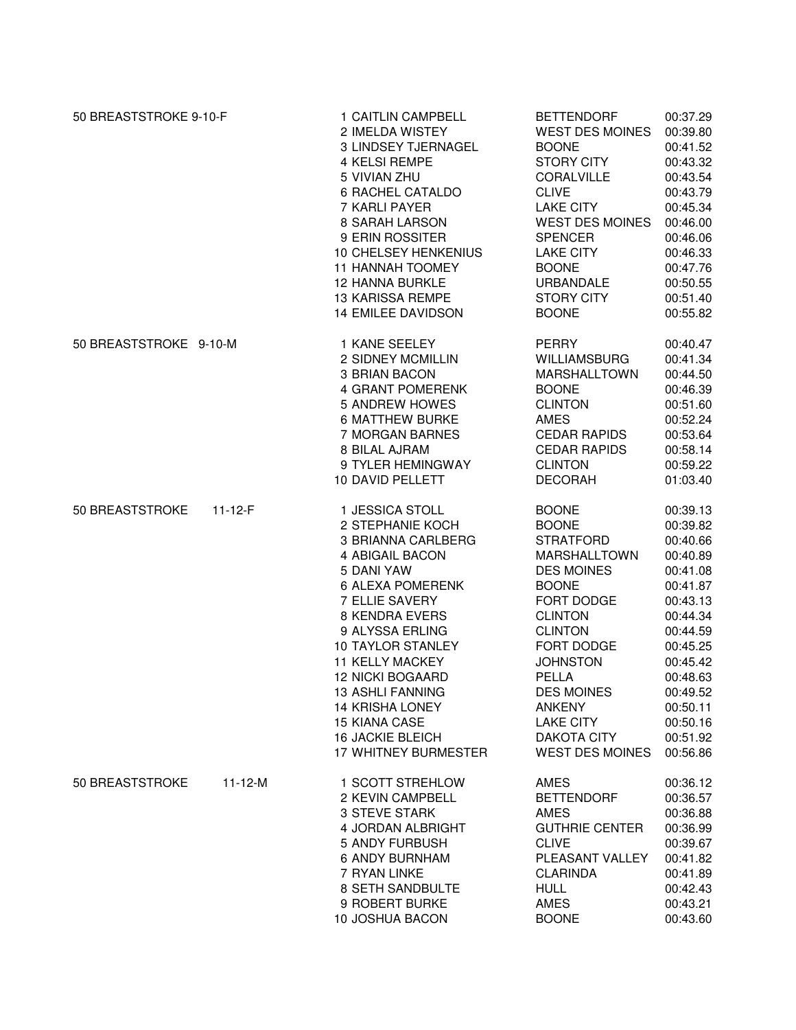| Event | Place | Name | City | Time |
|---|---|---|---|---|
| 50 BREASTSTROKE 9-10-F | 1 | CAITLIN CAMPBELL | BETTENDORF | 00:37.29 |
| | 2 | IMELDA WISTEY | WEST DES MOINES | 00:39.80 |
| | 3 | LINDSEY TJERNAGEL | BOONE | 00:41.52 |
| | 4 | KELSI REMPE | STORY CITY | 00:43.32 |
| | 5 | VIVIAN ZHU | CORALVILLE | 00:43.54 |
| | 6 | RACHEL CATALDO | CLIVE | 00:43.79 |
| | 7 | KARLI PAYER | LAKE CITY | 00:45.34 |
| | 8 | SARAH LARSON | WEST DES MOINES | 00:46.00 |
| | 9 | ERIN ROSSITER | SPENCER | 00:46.06 |
| | 10 | CHELSEY HENKENIUS | LAKE CITY | 00:46.33 |
| | 11 | HANNAH TOOMEY | BOONE | 00:47.76 |
| | 12 | HANNA BURKLE | URBANDALE | 00:50.55 |
| | 13 | KARISSA REMPE | STORY CITY | 00:51.40 |
| | 14 | EMILEE DAVIDSON | BOONE | 00:55.82 |
| 50 BREASTSTROKE 9-10-M | 1 | KANE SEELEY | PERRY | 00:40.47 |
| | 2 | SIDNEY MCMILLIN | WILLIAMSBURG | 00:41.34 |
| | 3 | BRIAN BACON | MARSHALLTOWN | 00:44.50 |
| | 4 | GRANT POMERENK | BOONE | 00:46.39 |
| | 5 | ANDREW HOWES | CLINTON | 00:51.60 |
| | 6 | MATTHEW BURKE | AMES | 00:52.24 |
| | 7 | MORGAN BARNES | CEDAR RAPIDS | 00:53.64 |
| | 8 | BILAL AJRAM | CEDAR RAPIDS | 00:58.14 |
| | 9 | TYLER HEMINGWAY | CLINTON | 00:59.22 |
| | 10 | DAVID PELLETT | DECORAH | 01:03.40 |
| 50 BREASTSTROKE 11-12-F | 1 | JESSICA STOLL | BOONE | 00:39.13 |
| | 2 | STEPHANIE KOCH | BOONE | 00:39.82 |
| | 3 | BRIANNA CARLBERG | STRATFORD | 00:40.66 |
| | 4 | ABIGAIL BACON | MARSHALLTOWN | 00:40.89 |
| | 5 | DANI YAW | DES MOINES | 00:41.08 |
| | 6 | ALEXA POMERENK | BOONE | 00:41.87 |
| | 7 | ELLIE SAVERY | FORT DODGE | 00:43.13 |
| | 8 | KENDRA EVERS | CLINTON | 00:44.34 |
| | 9 | ALYSSA ERLING | CLINTON | 00:44.59 |
| | 10 | TAYLOR STANLEY | FORT DODGE | 00:45.25 |
| | 11 | KELLY MACKEY | JOHNSTON | 00:45.42 |
| | 12 | NICKI BOGAARD | PELLA | 00:48.63 |
| | 13 | ASHLI FANNING | DES MOINES | 00:49.52 |
| | 14 | KRISHA LONEY | ANKENY | 00:50.11 |
| | 15 | KIANA CASE | LAKE CITY | 00:50.16 |
| | 16 | JACKIE BLEICH | DAKOTA CITY | 00:51.92 |
| | 17 | WHITNEY BURMESTER | WEST DES MOINES | 00:56.86 |
| 50 BREASTSTROKE 11-12-M | 1 | SCOTT STREHLOW | AMES | 00:36.12 |
| | 2 | KEVIN CAMPBELL | BETTENDORF | 00:36.57 |
| | 3 | STEVE STARK | AMES | 00:36.88 |
| | 4 | JORDAN ALBRIGHT | GUTHRIE CENTER | 00:36.99 |
| | 5 | ANDY FURBUSH | CLIVE | 00:39.67 |
| | 6 | ANDY BURNHAM | PLEASANT VALLEY | 00:41.82 |
| | 7 | RYAN LINKE | CLARINDA | 00:41.89 |
| | 8 | SETH SANDBULTE | HULL | 00:42.43 |
| | 9 | ROBERT BURKE | AMES | 00:43.21 |
| | 10 | JOSHUA BACON | BOONE | 00:43.60 |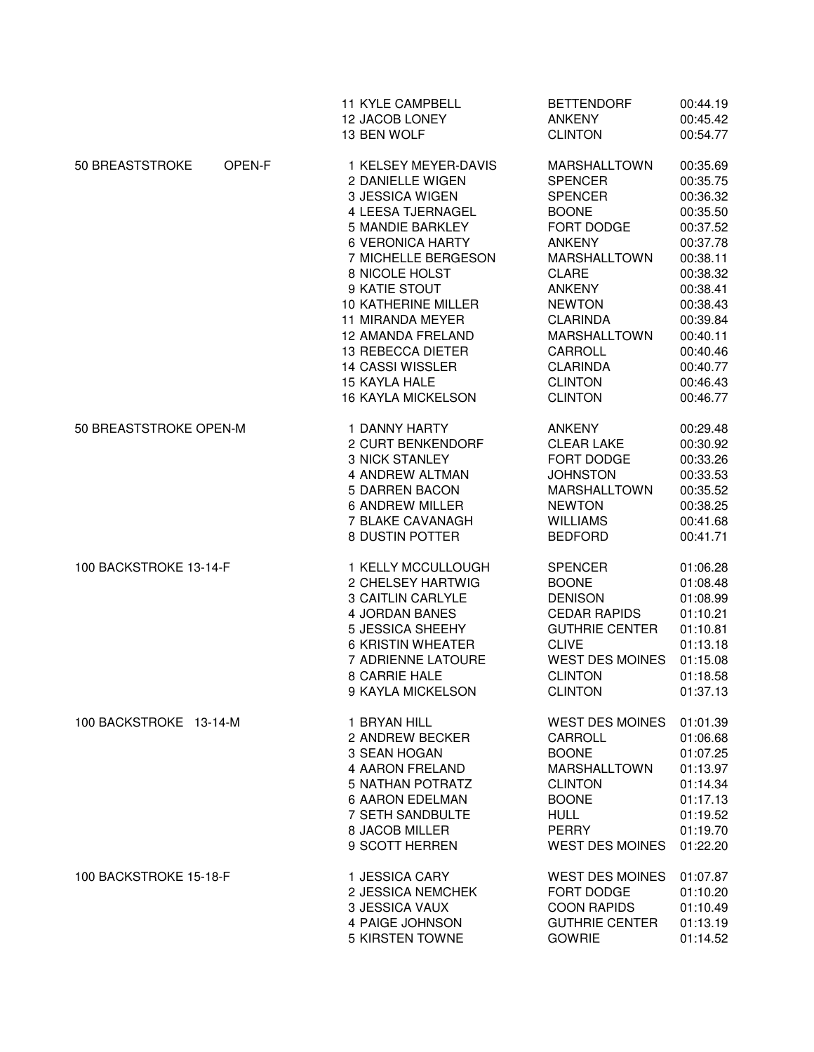| Event | Place | Name | Team | Time |
|---|---|---|---|---|
| | 11 | KYLE CAMPBELL | BETTENDORF | 00:44.19 |
| | 12 | JACOB LONEY | ANKENY | 00:45.42 |
| | 13 | BEN WOLF | CLINTON | 00:54.77 |
| 50 BREASTSTROKE OPEN-F | 1 | KELSEY MEYER-DAVIS | MARSHALLTOWN | 00:35.69 |
| | 2 | DANIELLE WIGEN | SPENCER | 00:35.75 |
| | 3 | JESSICA WIGEN | SPENCER | 00:36.32 |
| | 4 | LEESA TJERNAGEL | BOONE | 00:35.50 |
| | 5 | MANDIE BARKLEY | FORT DODGE | 00:37.52 |
| | 6 | VERONICA HARTY | ANKENY | 00:37.78 |
| | 7 | MICHELLE BERGESON | MARSHALLTOWN | 00:38.11 |
| | 8 | NICOLE HOLST | CLARE | 00:38.32 |
| | 9 | KATIE STOUT | ANKENY | 00:38.41 |
| | 10 | KATHERINE MILLER | NEWTON | 00:38.43 |
| | 11 | MIRANDA MEYER | CLARINDA | 00:39.84 |
| | 12 | AMANDA FRELAND | MARSHALLTOWN | 00:40.11 |
| | 13 | REBECCA DIETER | CARROLL | 00:40.46 |
| | 14 | CASSI WISSLER | CLARINDA | 00:40.77 |
| | 15 | KAYLA HALE | CLINTON | 00:46.43 |
| | 16 | KAYLA MICKELSON | CLINTON | 00:46.77 |
| 50 BREASTSTROKE OPEN-M | 1 | DANNY HARTY | ANKENY | 00:29.48 |
| | 2 | CURT BENKENDORF | CLEAR LAKE | 00:30.92 |
| | 3 | NICK STANLEY | FORT DODGE | 00:33.26 |
| | 4 | ANDREW ALTMAN | JOHNSTON | 00:33.53 |
| | 5 | DARREN BACON | MARSHALLTOWN | 00:35.52 |
| | 6 | ANDREW MILLER | NEWTON | 00:38.25 |
| | 7 | BLAKE CAVANAGH | WILLIAMS | 00:41.68 |
| | 8 | DUSTIN POTTER | BEDFORD | 00:41.71 |
| 100 BACKSTROKE 13-14-F | 1 | KELLY MCCULLOUGH | SPENCER | 01:06.28 |
| | 2 | CHELSEY HARTWIG | BOONE | 01:08.48 |
| | 3 | CAITLIN CARLYLE | DENISON | 01:08.99 |
| | 4 | JORDAN BANES | CEDAR RAPIDS | 01:10.21 |
| | 5 | JESSICA SHEEHY | GUTHRIE CENTER | 01:10.81 |
| | 6 | KRISTIN WHEATER | CLIVE | 01:13.18 |
| | 7 | ADRIENNE LATOURE | WEST DES MOINES | 01:15.08 |
| | 8 | CARRIE HALE | CLINTON | 01:18.58 |
| | 9 | KAYLA MICKELSON | CLINTON | 01:37.13 |
| 100 BACKSTROKE 13-14-M | 1 | BRYAN HILL | WEST DES MOINES | 01:01.39 |
| | 2 | ANDREW BECKER | CARROLL | 01:06.68 |
| | 3 | SEAN HOGAN | BOONE | 01:07.25 |
| | 4 | AARON FRELAND | MARSHALLTOWN | 01:13.97 |
| | 5 | NATHAN POTRATZ | CLINTON | 01:14.34 |
| | 6 | AARON EDELMAN | BOONE | 01:17.13 |
| | 7 | SETH SANDBULTE | HULL | 01:19.52 |
| | 8 | JACOB MILLER | PERRY | 01:19.70 |
| | 9 | SCOTT HERREN | WEST DES MOINES | 01:22.20 |
| 100 BACKSTROKE 15-18-F | 1 | JESSICA CARY | WEST DES MOINES | 01:07.87 |
| | 2 | JESSICA NEMCHEK | FORT DODGE | 01:10.20 |
| | 3 | JESSICA VAUX | COON RAPIDS | 01:10.49 |
| | 4 | PAIGE JOHNSON | GUTHRIE CENTER | 01:13.19 |
| | 5 | KIRSTEN TOWNE | GOWRIE | 01:14.52 |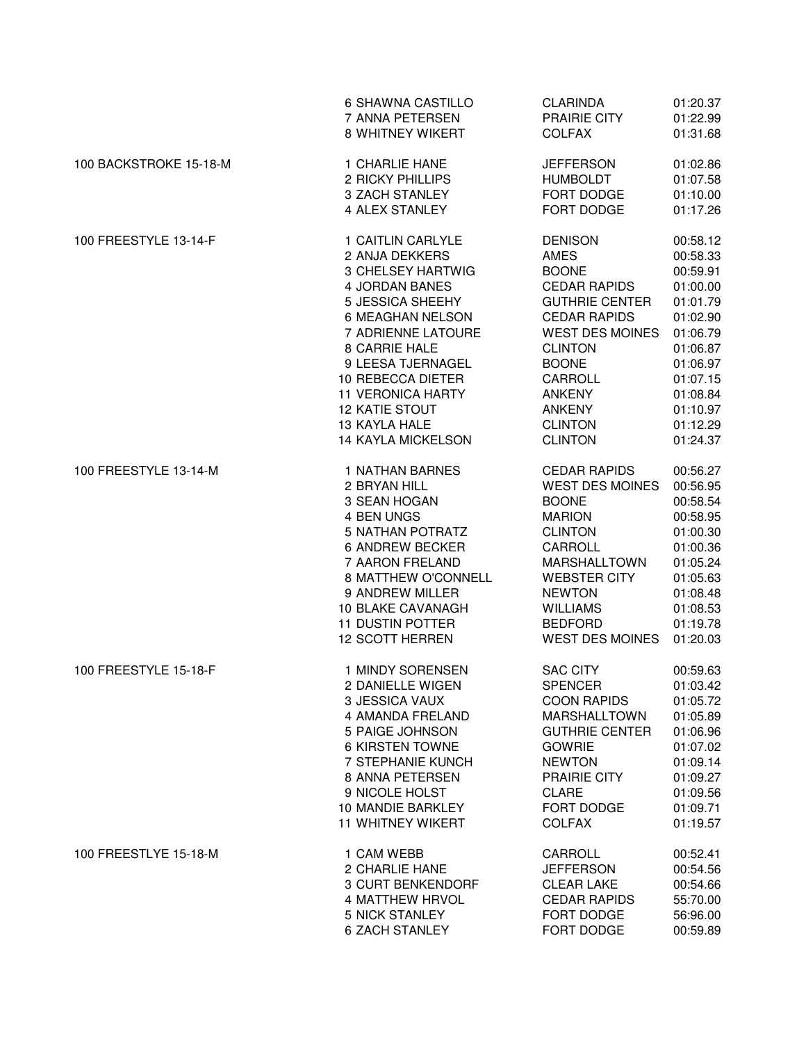| Event | Place | Name | City | Time |
|---|---|---|---|---|
| | 6 | SHAWNA CASTILLO | CLARINDA | 01:20.37 |
| | 7 | ANNA PETERSEN | PRAIRIE CITY | 01:22.99 |
| | 8 | WHITNEY WIKERT | COLFAX | 01:31.68 |
| 100 BACKSTROKE 15-18-M | 1 | CHARLIE HANE | JEFFERSON | 01:02.86 |
| | 2 | RICKY PHILLIPS | HUMBOLDT | 01:07.58 |
| | 3 | ZACH STANLEY | FORT DODGE | 01:10.00 |
| | 4 | ALEX STANLEY | FORT DODGE | 01:17.26 |
| 100 FREESTYLE 13-14-F | 1 | CAITLIN CARLYLE | DENISON | 00:58.12 |
| | 2 | ANJA DEKKERS | AMES | 00:58.33 |
| | 3 | CHELSEY HARTWIG | BOONE | 00:59.91 |
| | 4 | JORDAN BANES | CEDAR RAPIDS | 01:00.00 |
| | 5 | JESSICA SHEEHY | GUTHRIE CENTER | 01:01.79 |
| | 6 | MEAGHAN NELSON | CEDAR RAPIDS | 01:02.90 |
| | 7 | ADRIENNE LATOURE | WEST DES MOINES | 01:06.79 |
| | 8 | CARRIE HALE | CLINTON | 01:06.87 |
| | 9 | LEESA TJERNAGEL | BOONE | 01:06.97 |
| | 10 | REBECCA DIETER | CARROLL | 01:07.15 |
| | 11 | VERONICA HARTY | ANKENY | 01:08.84 |
| | 12 | KATIE STOUT | ANKENY | 01:10.97 |
| | 13 | KAYLA HALE | CLINTON | 01:12.29 |
| | 14 | KAYLA MICKELSON | CLINTON | 01:24.37 |
| 100 FREESTYLE 13-14-M | 1 | NATHAN BARNES | CEDAR RAPIDS | 00:56.27 |
| | 2 | BRYAN HILL | WEST DES MOINES | 00:56.95 |
| | 3 | SEAN HOGAN | BOONE | 00:58.54 |
| | 4 | BEN UNGS | MARION | 00:58.95 |
| | 5 | NATHAN POTRATZ | CLINTON | 01:00.30 |
| | 6 | ANDREW BECKER | CARROLL | 01:00.36 |
| | 7 | AARON FRELAND | MARSHALLTOWN | 01:05.24 |
| | 8 | MATTHEW O'CONNELL | WEBSTER CITY | 01:05.63 |
| | 9 | ANDREW MILLER | NEWTON | 01:08.48 |
| | 10 | BLAKE CAVANAGH | WILLIAMS | 01:08.53 |
| | 11 | DUSTIN POTTER | BEDFORD | 01:19.78 |
| | 12 | SCOTT HERREN | WEST DES MOINES | 01:20.03 |
| 100 FREESTYLE 15-18-F | 1 | MINDY SORENSEN | SAC CITY | 00:59.63 |
| | 2 | DANIELLE WIGEN | SPENCER | 01:03.42 |
| | 3 | JESSICA VAUX | COON RAPIDS | 01:05.72 |
| | 4 | AMANDA FRELAND | MARSHALLTOWN | 01:05.89 |
| | 5 | PAIGE JOHNSON | GUTHRIE CENTER | 01:06.96 |
| | 6 | KIRSTEN TOWNE | GOWRIE | 01:07.02 |
| | 7 | STEPHANIE KUNCH | NEWTON | 01:09.14 |
| | 8 | ANNA PETERSEN | PRAIRIE CITY | 01:09.27 |
| | 9 | NICOLE HOLST | CLARE | 01:09.56 |
| | 10 | MANDIE BARKLEY | FORT DODGE | 01:09.71 |
| | 11 | WHITNEY WIKERT | COLFAX | 01:19.57 |
| 100 FREESTLYE 15-18-M | 1 | CAM WEBB | CARROLL | 00:52.41 |
| | 2 | CHARLIE HANE | JEFFERSON | 00:54.56 |
| | 3 | CURT BENKENDORF | CLEAR LAKE | 00:54.66 |
| | 4 | MATTHEW HRVOL | CEDAR RAPIDS | 55:70.00 |
| | 5 | NICK STANLEY | FORT DODGE | 56:96.00 |
| | 6 | ZACH STANLEY | FORT DODGE | 00:59.89 |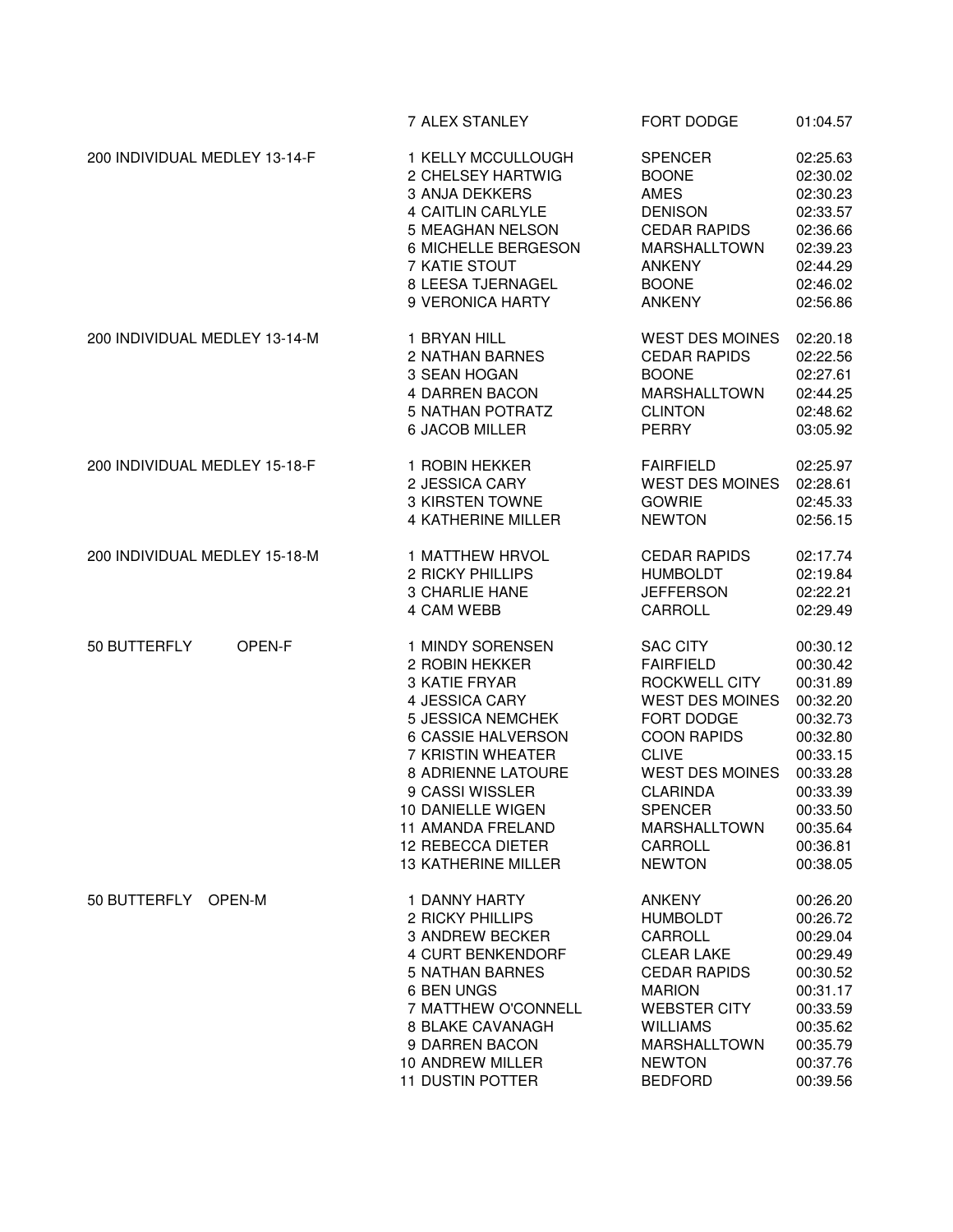| Event | Place | Name | Team | Time |
|---|---|---|---|---|
| | 7 | ALEX STANLEY | FORT DODGE | 01:04.57 |
| 200 INDIVIDUAL MEDLEY 13-14-F | 1 | KELLY MCCULLOUGH | SPENCER | 02:25.63 |
| | 2 | CHELSEY HARTWIG | BOONE | 02:30.02 |
| | 3 | ANJA DEKKERS | AMES | 02:30.23 |
| | 4 | CAITLIN CARLYLE | DENISON | 02:33.57 |
| | 5 | MEAGHAN NELSON | CEDAR RAPIDS | 02:36.66 |
| | 6 | MICHELLE BERGESON | MARSHALLTOWN | 02:39.23 |
| | 7 | KATIE STOUT | ANKENY | 02:44.29 |
| | 8 | LEESA TJERNAGEL | BOONE | 02:46.02 |
| | 9 | VERONICA HARTY | ANKENY | 02:56.86 |
| 200 INDIVIDUAL MEDLEY 13-14-M | 1 | BRYAN HILL | WEST DES MOINES | 02:20.18 |
| | 2 | NATHAN BARNES | CEDAR RAPIDS | 02:22.56 |
| | 3 | SEAN HOGAN | BOONE | 02:27.61 |
| | 4 | DARREN BACON | MARSHALLTOWN | 02:44.25 |
| | 5 | NATHAN POTRATZ | CLINTON | 02:48.62 |
| | 6 | JACOB MILLER | PERRY | 03:05.92 |
| 200 INDIVIDUAL MEDLEY 15-18-F | 1 | ROBIN HEKKER | FAIRFIELD | 02:25.97 |
| | 2 | JESSICA CARY | WEST DES MOINES | 02:28.61 |
| | 3 | KIRSTEN TOWNE | GOWRIE | 02:45.33 |
| | 4 | KATHERINE MILLER | NEWTON | 02:56.15 |
| 200 INDIVIDUAL MEDLEY 15-18-M | 1 | MATTHEW HRVOL | CEDAR RAPIDS | 02:17.74 |
| | 2 | RICKY PHILLIPS | HUMBOLDT | 02:19.84 |
| | 3 | CHARLIE HANE | JEFFERSON | 02:22.21 |
| | 4 | CAM WEBB | CARROLL | 02:29.49 |
| 50 BUTTERFLY OPEN-F | 1 | MINDY SORENSEN | SAC CITY | 00:30.12 |
| | 2 | ROBIN HEKKER | FAIRFIELD | 00:30.42 |
| | 3 | KATIE FRYAR | ROCKWELL CITY | 00:31.89 |
| | 4 | JESSICA CARY | WEST DES MOINES | 00:32.20 |
| | 5 | JESSICA NEMCHEK | FORT DODGE | 00:32.73 |
| | 6 | CASSIE HALVERSON | COON RAPIDS | 00:32.80 |
| | 7 | KRISTIN WHEATER | CLIVE | 00:33.15 |
| | 8 | ADRIENNE LATOURE | WEST DES MOINES | 00:33.28 |
| | 9 | CASSI WISSLER | CLARINDA | 00:33.39 |
| | 10 | DANIELLE WIGEN | SPENCER | 00:33.50 |
| | 11 | AMANDA FRELAND | MARSHALLTOWN | 00:35.64 |
| | 12 | REBECCA DIETER | CARROLL | 00:36.81 |
| | 13 | KATHERINE MILLER | NEWTON | 00:38.05 |
| 50 BUTTERFLY OPEN-M | 1 | DANNY HARTY | ANKENY | 00:26.20 |
| | 2 | RICKY PHILLIPS | HUMBOLDT | 00:26.72 |
| | 3 | ANDREW BECKER | CARROLL | 00:29.04 |
| | 4 | CURT BENKENDORF | CLEAR LAKE | 00:29.49 |
| | 5 | NATHAN BARNES | CEDAR RAPIDS | 00:30.52 |
| | 6 | BEN UNGS | MARION | 00:31.17 |
| | 7 | MATTHEW O'CONNELL | WEBSTER CITY | 00:33.59 |
| | 8 | BLAKE CAVANAGH | WILLIAMS | 00:35.62 |
| | 9 | DARREN BACON | MARSHALLTOWN | 00:35.79 |
| | 10 | ANDREW MILLER | NEWTON | 00:37.76 |
| | 11 | DUSTIN POTTER | BEDFORD | 00:39.56 |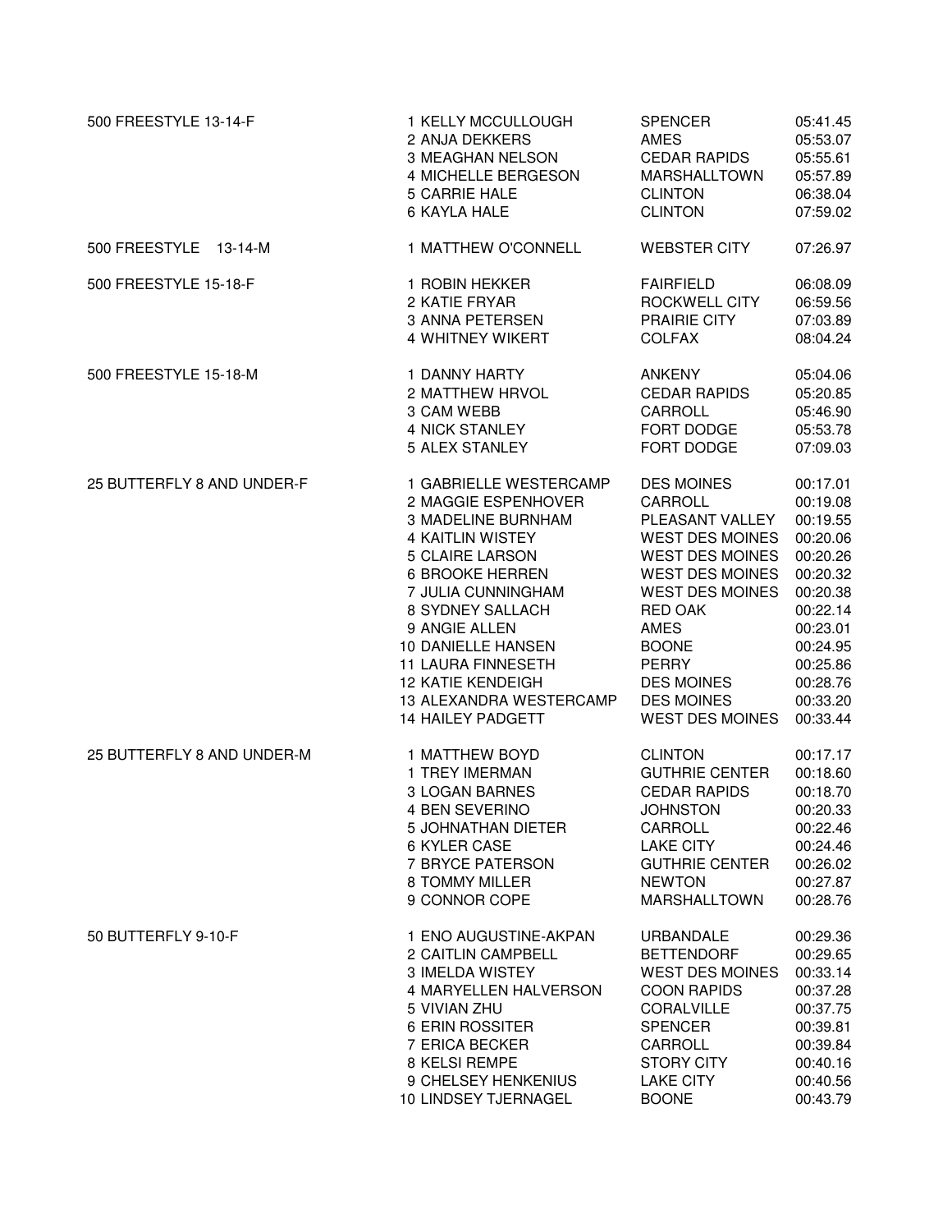| Event | Place | Name | Team | Time |
|---|---|---|---|---|
| 500 FREESTYLE 13-14-F | 1 | KELLY MCCULLOUGH | SPENCER | 05:41.45 |
| | 2 | ANJA DEKKERS | AMES | 05:53.07 |
| | 3 | MEAGHAN NELSON | CEDAR RAPIDS | 05:55.61 |
| | 4 | MICHELLE BERGESON | MARSHALLTOWN | 05:57.89 |
| | 5 | CARRIE HALE | CLINTON | 06:38.04 |
| | 6 | KAYLA HALE | CLINTON | 07:59.02 |
| 500 FREESTYLE 13-14-M | 1 | MATTHEW O'CONNELL | WEBSTER CITY | 07:26.97 |
| 500 FREESTYLE 15-18-F | 1 | ROBIN HEKKER | FAIRFIELD | 06:08.09 |
| | 2 | KATIE FRYAR | ROCKWELL CITY | 06:59.56 |
| | 3 | ANNA PETERSEN | PRAIRIE CITY | 07:03.89 |
| | 4 | WHITNEY WIKERT | COLFAX | 08:04.24 |
| 500 FREESTYLE 15-18-M | 1 | DANNY HARTY | ANKENY | 05:04.06 |
| | 2 | MATTHEW HRVOL | CEDAR RAPIDS | 05:20.85 |
| | 3 | CAM WEBB | CARROLL | 05:46.90 |
| | 4 | NICK STANLEY | FORT DODGE | 05:53.78 |
| | 5 | ALEX STANLEY | FORT DODGE | 07:09.03 |
| 25 BUTTERFLY 8 AND UNDER-F | 1 | GABRIELLE WESTERCAMP | DES MOINES | 00:17.01 |
| | 2 | MAGGIE ESPENHOVER | CARROLL | 00:19.08 |
| | 3 | MADELINE BURNHAM | PLEASANT VALLEY | 00:19.55 |
| | 4 | KAITLIN WISTEY | WEST DES MOINES | 00:20.06 |
| | 5 | CLAIRE LARSON | WEST DES MOINES | 00:20.26 |
| | 6 | BROOKE HERREN | WEST DES MOINES | 00:20.32 |
| | 7 | JULIA CUNNINGHAM | WEST DES MOINES | 00:20.38 |
| | 8 | SYDNEY SALLACH | RED OAK | 00:22.14 |
| | 9 | ANGIE ALLEN | AMES | 00:23.01 |
| | 10 | DANIELLE HANSEN | BOONE | 00:24.95 |
| | 11 | LAURA FINNESETH | PERRY | 00:25.86 |
| | 12 | KATIE KENDEIGH | DES MOINES | 00:28.76 |
| | 13 | ALEXANDRA WESTERCAMP | DES MOINES | 00:33.20 |
| | 14 | HAILEY PADGETT | WEST DES MOINES | 00:33.44 |
| 25 BUTTERFLY 8 AND UNDER-M | 1 | MATTHEW BOYD | CLINTON | 00:17.17 |
| | 1 | TREY IMERMAN | GUTHRIE CENTER | 00:18.60 |
| | 3 | LOGAN BARNES | CEDAR RAPIDS | 00:18.70 |
| | 4 | BEN SEVERINO | JOHNSTON | 00:20.33 |
| | 5 | JOHNATHAN DIETER | CARROLL | 00:22.46 |
| | 6 | KYLER CASE | LAKE CITY | 00:24.46 |
| | 7 | BRYCE PATERSON | GUTHRIE CENTER | 00:26.02 |
| | 8 | TOMMY MILLER | NEWTON | 00:27.87 |
| | 9 | CONNOR COPE | MARSHALLTOWN | 00:28.76 |
| 50 BUTTERFLY 9-10-F | 1 | ENO AUGUSTINE-AKPAN | URBANDALE | 00:29.36 |
| | 2 | CAITLIN CAMPBELL | BETTENDORF | 00:29.65 |
| | 3 | IMELDA WISTEY | WEST DES MOINES | 00:33.14 |
| | 4 | MARYELLEN HALVERSON | COON RAPIDS | 00:37.28 |
| | 5 | VIVIAN ZHU | CORALVILLE | 00:37.75 |
| | 6 | ERIN ROSSITER | SPENCER | 00:39.81 |
| | 7 | ERICA BECKER | CARROLL | 00:39.84 |
| | 8 | KELSI REMPE | STORY CITY | 00:40.16 |
| | 9 | CHELSEY HENKENIUS | LAKE CITY | 00:40.56 |
| | 10 | LINDSEY TJERNAGEL | BOONE | 00:43.79 |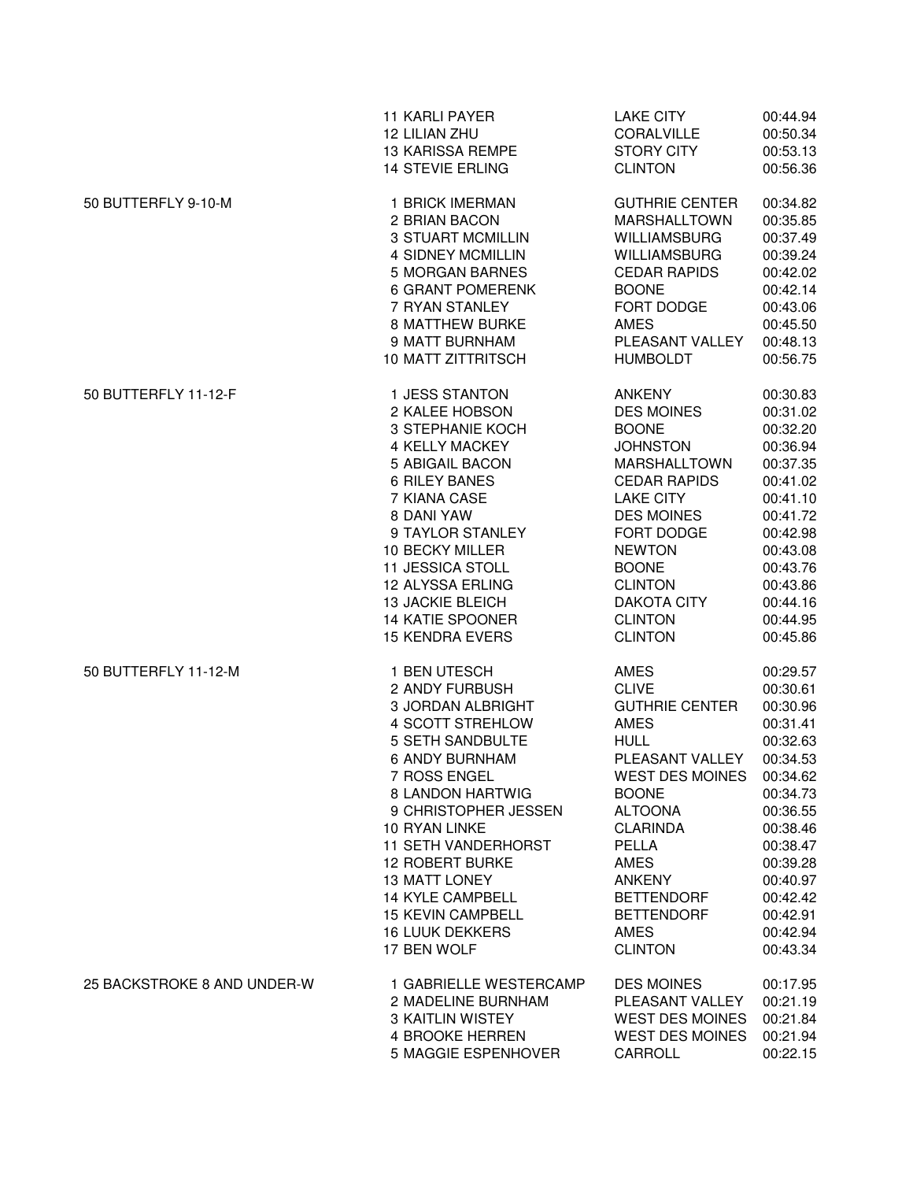| Event | Place | Name | Team | Time |
|---|---|---|---|---|
| | 11 | KARLI PAYER | LAKE CITY | 00:44.94 |
| | 12 | LILIAN ZHU | CORALVILLE | 00:50.34 |
| | 13 | KARISSA REMPE | STORY CITY | 00:53.13 |
| | 14 | STEVIE ERLING | CLINTON | 00:56.36 |
| 50 BUTTERFLY 9-10-M | 1 | BRICK IMERMAN | GUTHRIE CENTER | 00:34.82 |
| | 2 | BRIAN BACON | MARSHALLTOWN | 00:35.85 |
| | 3 | STUART MCMILLIN | WILLIAMSBURG | 00:37.49 |
| | 4 | SIDNEY MCMILLIN | WILLIAMSBURG | 00:39.24 |
| | 5 | MORGAN BARNES | CEDAR RAPIDS | 00:42.02 |
| | 6 | GRANT POMERENK | BOONE | 00:42.14 |
| | 7 | RYAN STANLEY | FORT DODGE | 00:43.06 |
| | 8 | MATTHEW BURKE | AMES | 00:45.50 |
| | 9 | MATT BURNHAM | PLEASANT VALLEY | 00:48.13 |
| | 10 | MATT ZITTRITSCH | HUMBOLDT | 00:56.75 |
| 50 BUTTERFLY 11-12-F | 1 | JESS STANTON | ANKENY | 00:30.83 |
| | 2 | KALEE HOBSON | DES MOINES | 00:31.02 |
| | 3 | STEPHANIE KOCH | BOONE | 00:32.20 |
| | 4 | KELLY MACKEY | JOHNSTON | 00:36.94 |
| | 5 | ABIGAIL BACON | MARSHALLTOWN | 00:37.35 |
| | 6 | RILEY BANES | CEDAR RAPIDS | 00:41.02 |
| | 7 | KIANA CASE | LAKE CITY | 00:41.10 |
| | 8 | DANI YAW | DES MOINES | 00:41.72 |
| | 9 | TAYLOR STANLEY | FORT DODGE | 00:42.98 |
| | 10 | BECKY MILLER | NEWTON | 00:43.08 |
| | 11 | JESSICA STOLL | BOONE | 00:43.76 |
| | 12 | ALYSSA ERLING | CLINTON | 00:43.86 |
| | 13 | JACKIE BLEICH | DAKOTA CITY | 00:44.16 |
| | 14 | KATIE SPOONER | CLINTON | 00:44.95 |
| | 15 | KENDRA EVERS | CLINTON | 00:45.86 |
| 50 BUTTERFLY 11-12-M | 1 | BEN UTESCH | AMES | 00:29.57 |
| | 2 | ANDY FURBUSH | CLIVE | 00:30.61 |
| | 3 | JORDAN ALBRIGHT | GUTHRIE CENTER | 00:30.96 |
| | 4 | SCOTT STREHLOW | AMES | 00:31.41 |
| | 5 | SETH SANDBULTE | HULL | 00:32.63 |
| | 6 | ANDY BURNHAM | PLEASANT VALLEY | 00:34.53 |
| | 7 | ROSS ENGEL | WEST DES MOINES | 00:34.62 |
| | 8 | LANDON HARTWIG | BOONE | 00:34.73 |
| | 9 | CHRISTOPHER JESSEN | ALTOONA | 00:36.55 |
| | 10 | RYAN LINKE | CLARINDA | 00:38.46 |
| | 11 | SETH VANDERHORST | PELLA | 00:38.47 |
| | 12 | ROBERT BURKE | AMES | 00:39.28 |
| | 13 | MATT LONEY | ANKENY | 00:40.97 |
| | 14 | KYLE CAMPBELL | BETTENDORF | 00:42.42 |
| | 15 | KEVIN CAMPBELL | BETTENDORF | 00:42.91 |
| | 16 | LUUK DEKKERS | AMES | 00:42.94 |
| | 17 | BEN WOLF | CLINTON | 00:43.34 |
| 25 BACKSTROKE 8 AND UNDER-W | 1 | GABRIELLE WESTERCAMP | DES MOINES | 00:17.95 |
| | 2 | MADELINE BURNHAM | PLEASANT VALLEY | 00:21.19 |
| | 3 | KAITLIN WISTEY | WEST DES MOINES | 00:21.84 |
| | 4 | BROOKE HERREN | WEST DES MOINES | 00:21.94 |
| | 5 | MAGGIE ESPENHOVER | CARROLL | 00:22.15 |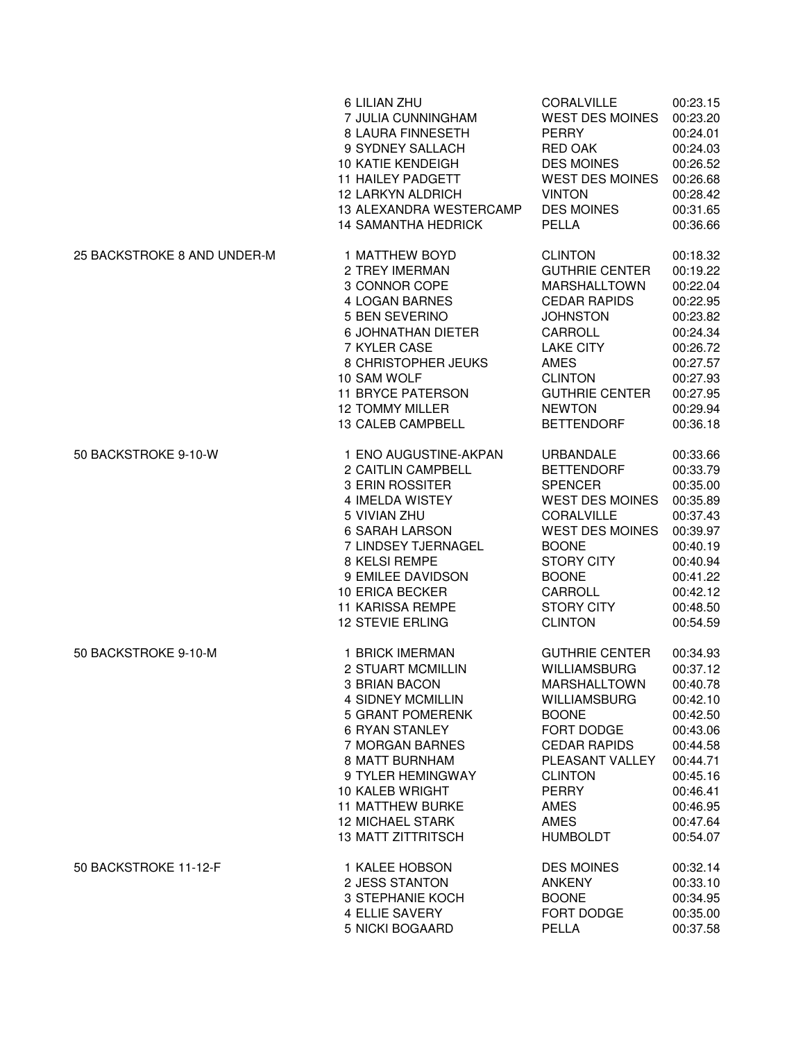| Event | Place | Name | City | Time |
|---|---|---|---|---|
| | 6 | LILIAN ZHU | CORALVILLE | 00:23.15 |
| | 7 | JULIA CUNNINGHAM | WEST DES MOINES | 00:23.20 |
| | 8 | LAURA FINNESETH | PERRY | 00:24.01 |
| | 9 | SYDNEY SALLACH | RED OAK | 00:24.03 |
| | 10 | KATIE KENDEIGH | DES MOINES | 00:26.52 |
| | 11 | HAILEY PADGETT | WEST DES MOINES | 00:26.68 |
| | 12 | LARKYN ALDRICH | VINTON | 00:28.42 |
| | 13 | ALEXANDRA WESTERCAMP | DES MOINES | 00:31.65 |
| | 14 | SAMANTHA HEDRICK | PELLA | 00:36.66 |
| 25 BACKSTROKE 8 AND UNDER-M | 1 | MATTHEW BOYD | CLINTON | 00:18.32 |
| | 2 | TREY IMERMAN | GUTHRIE CENTER | 00:19.22 |
| | 3 | CONNOR COPE | MARSHALLTOWN | 00:22.04 |
| | 4 | LOGAN BARNES | CEDAR RAPIDS | 00:22.95 |
| | 5 | BEN SEVERINO | JOHNSTON | 00:23.82 |
| | 6 | JOHNATHAN DIETER | CARROLL | 00:24.34 |
| | 7 | KYLER CASE | LAKE CITY | 00:26.72 |
| | 8 | CHRISTOPHER JEUKS | AMES | 00:27.57 |
| | 10 | SAM WOLF | CLINTON | 00:27.93 |
| | 11 | BRYCE PATERSON | GUTHRIE CENTER | 00:27.95 |
| | 12 | TOMMY MILLER | NEWTON | 00:29.94 |
| | 13 | CALEB CAMPBELL | BETTENDORF | 00:36.18 |
| 50 BACKSTROKE 9-10-W | 1 | ENO AUGUSTINE-AKPAN | URBANDALE | 00:33.66 |
| | 2 | CAITLIN CAMPBELL | BETTENDORF | 00:33.79 |
| | 3 | ERIN ROSSITER | SPENCER | 00:35.00 |
| | 4 | IMELDA WISTEY | WEST DES MOINES | 00:35.89 |
| | 5 | VIVIAN ZHU | CORALVILLE | 00:37.43 |
| | 6 | SARAH LARSON | WEST DES MOINES | 00:39.97 |
| | 7 | LINDSEY TJERNAGEL | BOONE | 00:40.19 |
| | 8 | KELSI REMPE | STORY CITY | 00:40.94 |
| | 9 | EMILEE DAVIDSON | BOONE | 00:41.22 |
| | 10 | ERICA BECKER | CARROLL | 00:42.12 |
| | 11 | KARISSA REMPE | STORY CITY | 00:48.50 |
| | 12 | STEVIE ERLING | CLINTON | 00:54.59 |
| 50 BACKSTROKE 9-10-M | 1 | BRICK IMERMAN | GUTHRIE CENTER | 00:34.93 |
| | 2 | STUART MCMILLIN | WILLIAMSBURG | 00:37.12 |
| | 3 | BRIAN BACON | MARSHALLTOWN | 00:40.78 |
| | 4 | SIDNEY MCMILLIN | WILLIAMSBURG | 00:42.10 |
| | 5 | GRANT POMERENK | BOONE | 00:42.50 |
| | 6 | RYAN STANLEY | FORT DODGE | 00:43.06 |
| | 7 | MORGAN BARNES | CEDAR RAPIDS | 00:44.58 |
| | 8 | MATT BURNHAM | PLEASANT VALLEY | 00:44.71 |
| | 9 | TYLER HEMINGWAY | CLINTON | 00:45.16 |
| | 10 | KALEB WRIGHT | PERRY | 00:46.41 |
| | 11 | MATTHEW BURKE | AMES | 00:46.95 |
| | 12 | MICHAEL STARK | AMES | 00:47.64 |
| | 13 | MATT ZITTRITSCH | HUMBOLDT | 00:54.07 |
| 50 BACKSTROKE 11-12-F | 1 | KALEE HOBSON | DES MOINES | 00:32.14 |
| | 2 | JESS STANTON | ANKENY | 00:33.10 |
| | 3 | STEPHANIE KOCH | BOONE | 00:34.95 |
| | 4 | ELLIE SAVERY | FORT DODGE | 00:35.00 |
| | 5 | NICKI BOGAARD | PELLA | 00:37.58 |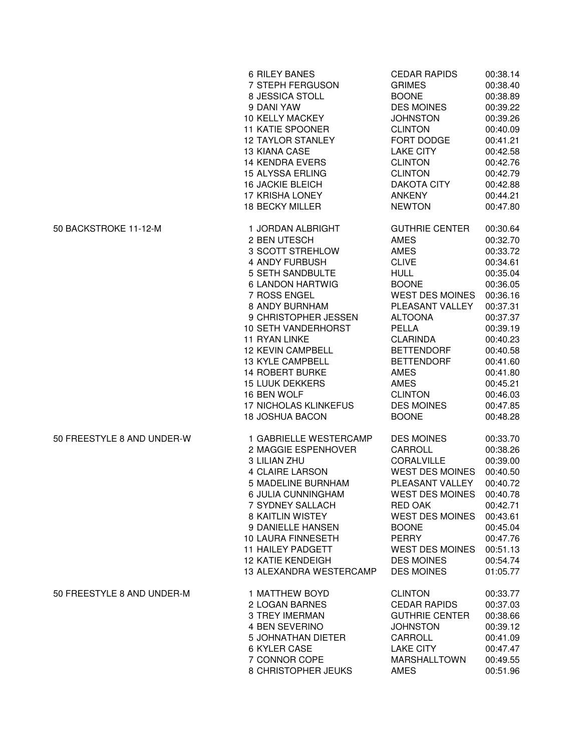| Event | Place/Name | City | Time |
|---|---|---|---|
| | 6 RILEY BANES | CEDAR RAPIDS | 00:38.14 |
| | 7 STEPH FERGUSON | GRIMES | 00:38.40 |
| | 8 JESSICA STOLL | BOONE | 00:38.89 |
| | 9 DANI YAW | DES MOINES | 00:39.22 |
| | 10 KELLY MACKEY | JOHNSTON | 00:39.26 |
| | 11 KATIE SPOONER | CLINTON | 00:40.09 |
| | 12 TAYLOR STANLEY | FORT DODGE | 00:41.21 |
| | 13 KIANA CASE | LAKE CITY | 00:42.58 |
| | 14 KENDRA EVERS | CLINTON | 00:42.76 |
| | 15 ALYSSA ERLING | CLINTON | 00:42.79 |
| | 16 JACKIE BLEICH | DAKOTA CITY | 00:42.88 |
| | 17 KRISHA LONEY | ANKENY | 00:44.21 |
| | 18 BECKY MILLER | NEWTON | 00:47.80 |
| 50 BACKSTROKE 11-12-M | 1 JORDAN ALBRIGHT | GUTHRIE CENTER | 00:30.64 |
| | 2 BEN UTESCH | AMES | 00:32.70 |
| | 3 SCOTT STREHLOW | AMES | 00:33.72 |
| | 4 ANDY FURBUSH | CLIVE | 00:34.61 |
| | 5 SETH SANDBULTE | HULL | 00:35.04 |
| | 6 LANDON HARTWIG | BOONE | 00:36.05 |
| | 7 ROSS ENGEL | WEST DES MOINES | 00:36.16 |
| | 8 ANDY BURNHAM | PLEASANT VALLEY | 00:37.31 |
| | 9 CHRISTOPHER JESSEN | ALTOONA | 00:37.37 |
| | 10 SETH VANDERHORST | PELLA | 00:39.19 |
| | 11 RYAN LINKE | CLARINDA | 00:40.23 |
| | 12 KEVIN CAMPBELL | BETTENDORF | 00:40.58 |
| | 13 KYLE CAMPBELL | BETTENDORF | 00:41.60 |
| | 14 ROBERT BURKE | AMES | 00:41.80 |
| | 15 LUUK DEKKERS | AMES | 00:45.21 |
| | 16 BEN WOLF | CLINTON | 00:46.03 |
| | 17 NICHOLAS KLINKEFUS | DES MOINES | 00:47.85 |
| | 18 JOSHUA BACON | BOONE | 00:48.28 |
| 50 FREESTYLE 8 AND UNDER-W | 1 GABRIELLE WESTERCAMP | DES MOINES | 00:33.70 |
| | 2 MAGGIE ESPENHOVER | CARROLL | 00:38.26 |
| | 3 LILIAN ZHU | CORALVILLE | 00:39.00 |
| | 4 CLAIRE LARSON | WEST DES MOINES | 00:40.50 |
| | 5 MADELINE BURNHAM | PLEASANT VALLEY | 00:40.72 |
| | 6 JULIA CUNNINGHAM | WEST DES MOINES | 00:40.78 |
| | 7 SYDNEY SALLACH | RED OAK | 00:42.71 |
| | 8 KAITLIN WISTEY | WEST DES MOINES | 00:43.61 |
| | 9 DANIELLE HANSEN | BOONE | 00:45.04 |
| | 10 LAURA FINNESETH | PERRY | 00:47.76 |
| | 11 HAILEY PADGETT | WEST DES MOINES | 00:51.13 |
| | 12 KATIE KENDEIGH | DES MOINES | 00:54.74 |
| | 13 ALEXANDRA WESTERCAMP | DES MOINES | 01:05.77 |
| 50 FREESTYLE 8 AND UNDER-M | 1 MATTHEW BOYD | CLINTON | 00:33.77 |
| | 2 LOGAN BARNES | CEDAR RAPIDS | 00:37.03 |
| | 3 TREY IMERMAN | GUTHRIE CENTER | 00:38.66 |
| | 4 BEN SEVERINO | JOHNSTON | 00:39.12 |
| | 5 JOHNATHAN DIETER | CARROLL | 00:41.09 |
| | 6 KYLER CASE | LAKE CITY | 00:47.47 |
| | 7 CONNOR COPE | MARSHALLTOWN | 00:49.55 |
| | 8 CHRISTOPHER JEUKS | AMES | 00:51.96 |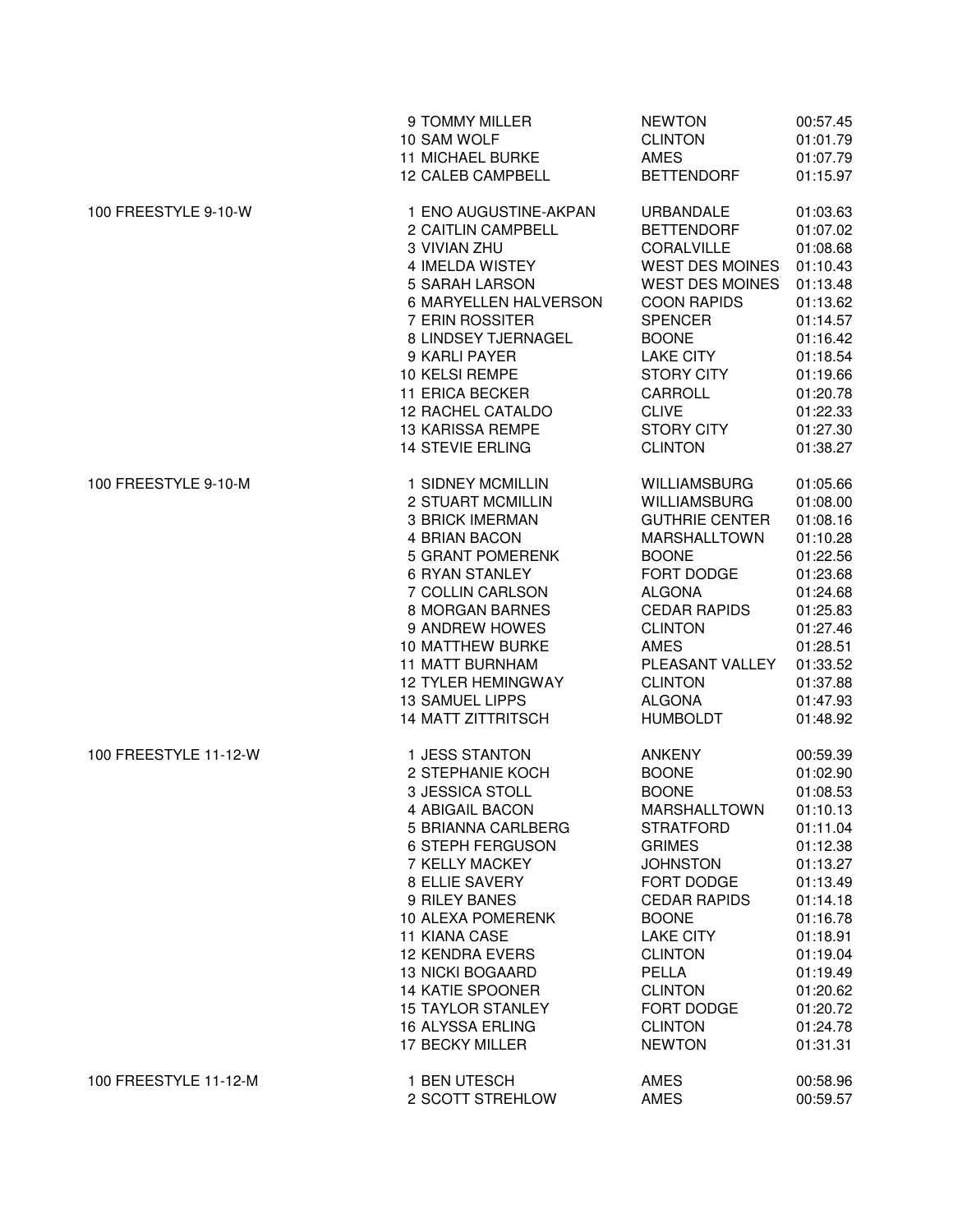| Event | Place | Name | Team | Time |
|---|---|---|---|---|
| | 9 | TOMMY MILLER | NEWTON | 00:57.45 |
| | 10 | SAM WOLF | CLINTON | 01:01.79 |
| | 11 | MICHAEL BURKE | AMES | 01:07.79 |
| | 12 | CALEB CAMPBELL | BETTENDORF | 01:15.97 |
| 100 FREESTYLE 9-10-W | 1 | ENO AUGUSTINE-AKPAN | URBANDALE | 01:03.63 |
| | 2 | CAITLIN CAMPBELL | BETTENDORF | 01:07.02 |
| | 3 | VIVIAN ZHU | CORALVILLE | 01:08.68 |
| | 4 | IMELDA WISTEY | WEST DES MOINES | 01:10.43 |
| | 5 | SARAH LARSON | WEST DES MOINES | 01:13.48 |
| | 6 | MARYELLEN HALVERSON | COON RAPIDS | 01:13.62 |
| | 7 | ERIN ROSSITER | SPENCER | 01:14.57 |
| | 8 | LINDSEY TJERNAGEL | BOONE | 01:16.42 |
| | 9 | KARLI PAYER | LAKE CITY | 01:18.54 |
| | 10 | KELSI REMPE | STORY CITY | 01:19.66 |
| | 11 | ERICA BECKER | CARROLL | 01:20.78 |
| | 12 | RACHEL CATALDO | CLIVE | 01:22.33 |
| | 13 | KARISSA REMPE | STORY CITY | 01:27.30 |
| | 14 | STEVIE ERLING | CLINTON | 01:38.27 |
| 100 FREESTYLE 9-10-M | 1 | SIDNEY MCMILLIN | WILLIAMSBURG | 01:05.66 |
| | 2 | STUART MCMILLIN | WILLIAMSBURG | 01:08.00 |
| | 3 | BRICK IMERMAN | GUTHRIE CENTER | 01:08.16 |
| | 4 | BRIAN BACON | MARSHALLTOWN | 01:10.28 |
| | 5 | GRANT POMERENK | BOONE | 01:22.56 |
| | 6 | RYAN STANLEY | FORT DODGE | 01:23.68 |
| | 7 | COLLIN CARLSON | ALGONA | 01:24.68 |
| | 8 | MORGAN BARNES | CEDAR RAPIDS | 01:25.83 |
| | 9 | ANDREW HOWES | CLINTON | 01:27.46 |
| | 10 | MATTHEW BURKE | AMES | 01:28.51 |
| | 11 | MATT BURNHAM | PLEASANT VALLEY | 01:33.52 |
| | 12 | TYLER HEMINGWAY | CLINTON | 01:37.88 |
| | 13 | SAMUEL LIPPS | ALGONA | 01:47.93 |
| | 14 | MATT ZITTRITSCH | HUMBOLDT | 01:48.92 |
| 100 FREESTYLE 11-12-W | 1 | JESS STANTON | ANKENY | 00:59.39 |
| | 2 | STEPHANIE KOCH | BOONE | 01:02.90 |
| | 3 | JESSICA STOLL | BOONE | 01:08.53 |
| | 4 | ABIGAIL BACON | MARSHALLTOWN | 01:10.13 |
| | 5 | BRIANNA CARLBERG | STRATFORD | 01:11.04 |
| | 6 | STEPH FERGUSON | GRIMES | 01:12.38 |
| | 7 | KELLY MACKEY | JOHNSTON | 01:13.27 |
| | 8 | ELLIE SAVERY | FORT DODGE | 01:13.49 |
| | 9 | RILEY BANES | CEDAR RAPIDS | 01:14.18 |
| | 10 | ALEXA POMERENK | BOONE | 01:16.78 |
| | 11 | KIANA CASE | LAKE CITY | 01:18.91 |
| | 12 | KENDRA EVERS | CLINTON | 01:19.04 |
| | 13 | NICKI BOGAARD | PELLA | 01:19.49 |
| | 14 | KATIE SPOONER | CLINTON | 01:20.62 |
| | 15 | TAYLOR STANLEY | FORT DODGE | 01:20.72 |
| | 16 | ALYSSA ERLING | CLINTON | 01:24.78 |
| | 17 | BECKY MILLER | NEWTON | 01:31.31 |
| 100 FREESTYLE 11-12-M | 1 | BEN UTESCH | AMES | 00:58.96 |
| | 2 | SCOTT STREHLOW | AMES | 00:59.57 |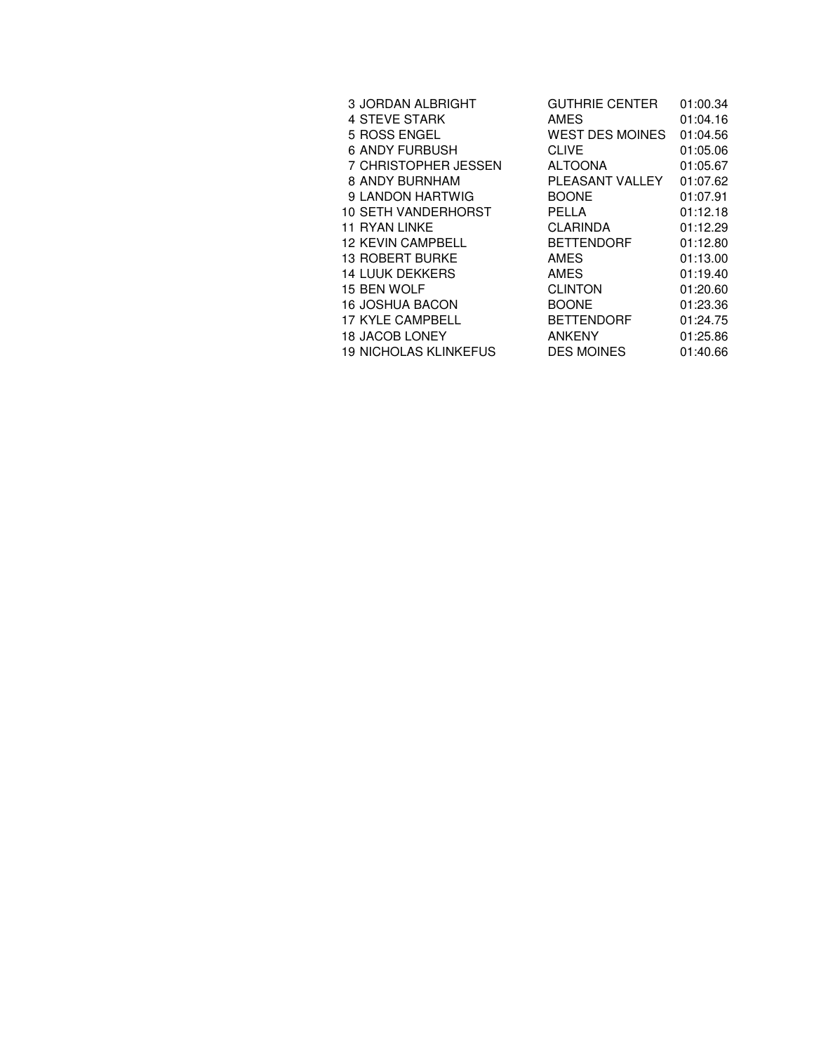| | | | |
|---|---|---|---|
| 3 | JORDAN ALBRIGHT | GUTHRIE CENTER | 01:00.34 |
| 4 | STEVE STARK | AMES | 01:04.16 |
| 5 | ROSS ENGEL | WEST DES MOINES | 01:04.56 |
| 6 | ANDY FURBUSH | CLIVE | 01:05.06 |
| 7 | CHRISTOPHER JESSEN | ALTOONA | 01:05.67 |
| 8 | ANDY BURNHAM | PLEASANT VALLEY | 01:07.62 |
| 9 | LANDON HARTWIG | BOONE | 01:07.91 |
| 10 | SETH VANDERHORST | PELLA | 01:12.18 |
| 11 | RYAN LINKE | CLARINDA | 01:12.29 |
| 12 | KEVIN CAMPBELL | BETTENDORF | 01:12.80 |
| 13 | ROBERT BURKE | AMES | 01:13.00 |
| 14 | LUUK DEKKERS | AMES | 01:19.40 |
| 15 | BEN WOLF | CLINTON | 01:20.60 |
| 16 | JOSHUA BACON | BOONE | 01:23.36 |
| 17 | KYLE CAMPBELL | BETTENDORF | 01:24.75 |
| 18 | JACOB LONEY | ANKENY | 01:25.86 |
| 19 | NICHOLAS KLINKEFUS | DES MOINES | 01:40.66 |